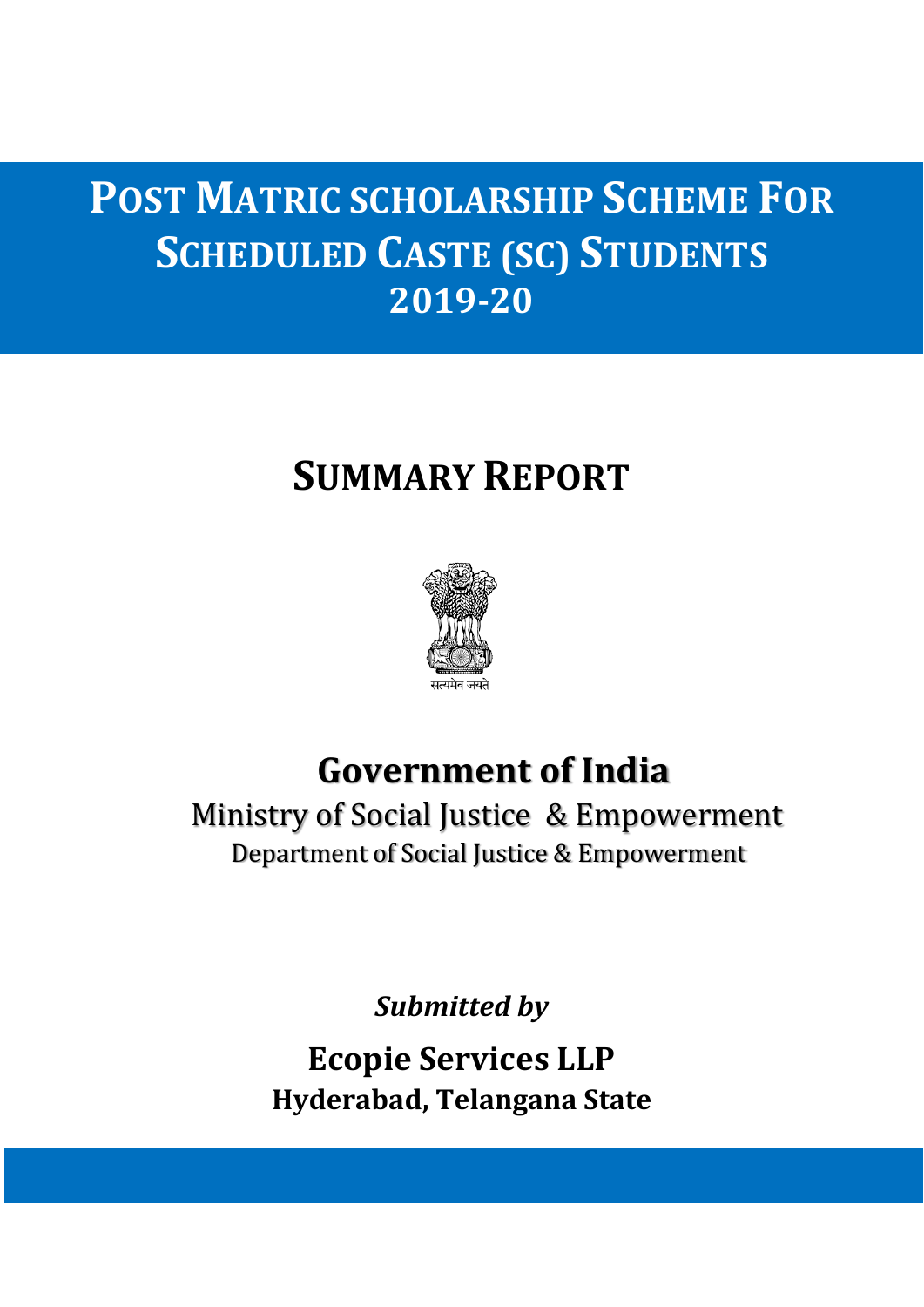# POST MATRIC SCHOLARSHIP SCHEME FOR SCHEDULED CASTE (SC) STUDENTS 2019-20

## SUMMARY REPORT

सत्यमेव जयते

**Government of India**

Ministry of Social Justice & Empowerment

Department of Social Justice & Empowerment

***Submitted by***

**Ecopie Services LLP**

**Hyderabad, Telangana State**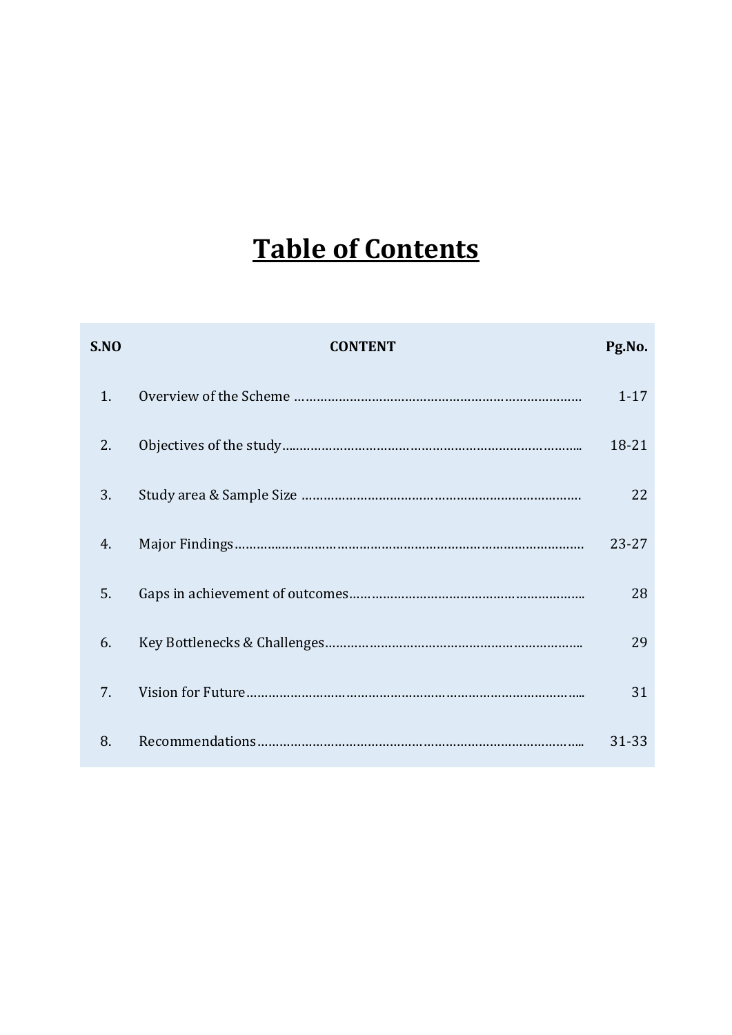# Table of Contents

| S.NO | CONTENT | Pg.No. |
|---|---|---|
| 1. | Overview of the Scheme ………………………………………………………………… | 1-17 |
| 2. | Objectives of the study……………………………………………………………….. | 18-21 |
| 3. | Study area & Sample Size ………………………………………………………………… | 22 |
| 4. | Major Findings………………………………………………………………………………… | 23-27 |
| 5. | Gaps in achievement of outcomes……………………………………………………….. | 28 |
| 6. | Key Bottlenecks & Challenges…………………………………………………………….. | 29 |
| 7. | Vision for Future……………………………………………………………………………... | 31 |
| 8. | Recommendations…………………………………………………………………………... | 31-33 |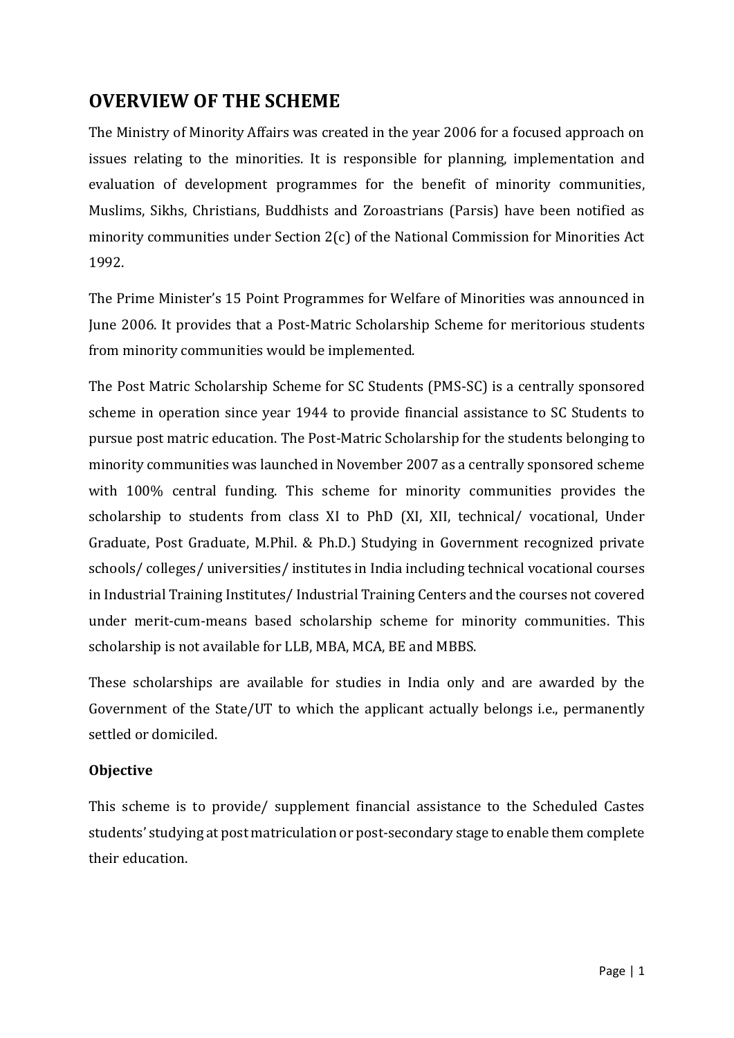## OVERVIEW OF THE SCHEME

The Ministry of Minority Affairs was created in the year 2006 for a focused approach on issues relating to the minorities. It is responsible for planning, implementation and evaluation of development programmes for the benefit of minority communities, Muslims, Sikhs, Christians, Buddhists and Zoroastrians (Parsis) have been notified as minority communities under Section 2(c) of the National Commission for Minorities Act 1992.

The Prime Minister's 15 Point Programmes for Welfare of Minorities was announced in June 2006. It provides that a Post-Matric Scholarship Scheme for meritorious students from minority communities would be implemented.

The Post Matric Scholarship Scheme for SC Students (PMS-SC) is a centrally sponsored scheme in operation since year 1944 to provide financial assistance to SC Students to pursue post matric education. The Post-Matric Scholarship for the students belonging to minority communities was launched in November 2007 as a centrally sponsored scheme with 100% central funding. This scheme for minority communities provides the scholarship to students from class XI to PhD (XI, XII, technical/ vocational, Under Graduate, Post Graduate, M.Phil. & Ph.D.) Studying in Government recognized private schools/ colleges/ universities/ institutes in India including technical vocational courses in Industrial Training Institutes/ Industrial Training Centers and the courses not covered under merit-cum-means based scholarship scheme for minority communities. This scholarship is not available for LLB, MBA, MCA, BE and MBBS.

These scholarships are available for studies in India only and are awarded by the Government of the State/UT to which the applicant actually belongs i.e., permanently settled or domiciled.

### Objective

This scheme is to provide/ supplement financial assistance to the Scheduled Castes students' studying at post matriculation or post-secondary stage to enable them complete their education.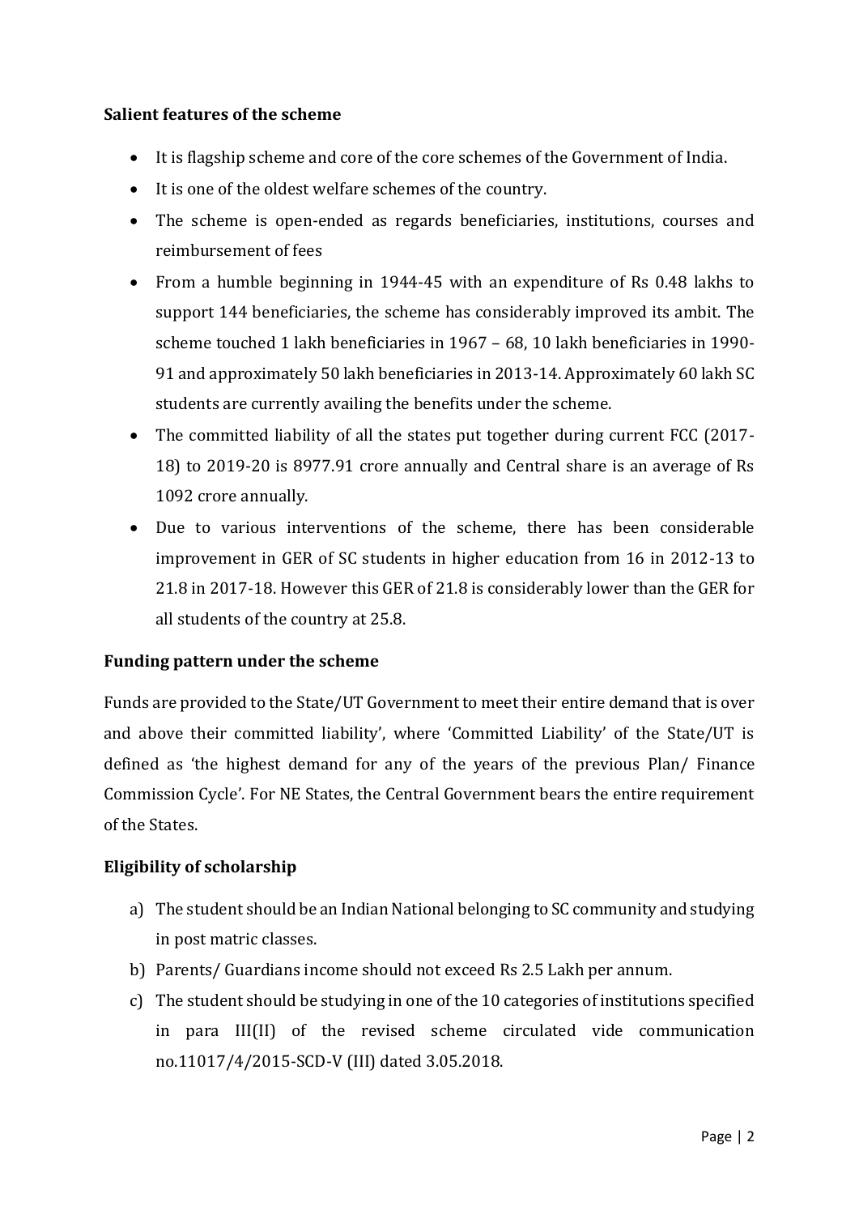**Salient features of the scheme**

- It is flagship scheme and core of the core schemes of the Government of India.
- It is one of the oldest welfare schemes of the country.
- The scheme is open-ended as regards beneficiaries, institutions, courses and reimbursement of fees
- From a humble beginning in 1944-45 with an expenditure of Rs 0.48 lakhs to support 144 beneficiaries, the scheme has considerably improved its ambit. The scheme touched 1 lakh beneficiaries in 1967 – 68, 10 lakh beneficiaries in 1990-91 and approximately 50 lakh beneficiaries in 2013-14. Approximately 60 lakh SC students are currently availing the benefits under the scheme.
- The committed liability of all the states put together during current FCC (2017-18) to 2019-20 is 8977.91 crore annually and Central share is an average of Rs 1092 crore annually.
- Due to various interventions of the scheme, there has been considerable improvement in GER of SC students in higher education from 16 in 2012-13 to 21.8 in 2017-18. However this GER of 21.8 is considerably lower than the GER for all students of the country at 25.8.

**Funding pattern under the scheme**

Funds are provided to the State/UT Government to meet their entire demand that is over and above their committed liability', where 'Committed Liability' of the State/UT is defined as 'the highest demand for any of the years of the previous Plan/ Finance Commission Cycle'. For NE States, the Central Government bears the entire requirement of the States.

**Eligibility of scholarship**

a) The student should be an Indian National belonging to SC community and studying in post matric classes.
b) Parents/ Guardians income should not exceed Rs 2.5 Lakh per annum.
c) The student should be studying in one of the 10 categories of institutions specified in para III(II) of the revised scheme circulated vide communication no.11017/4/2015-SCD-V (III) dated 3.05.2018.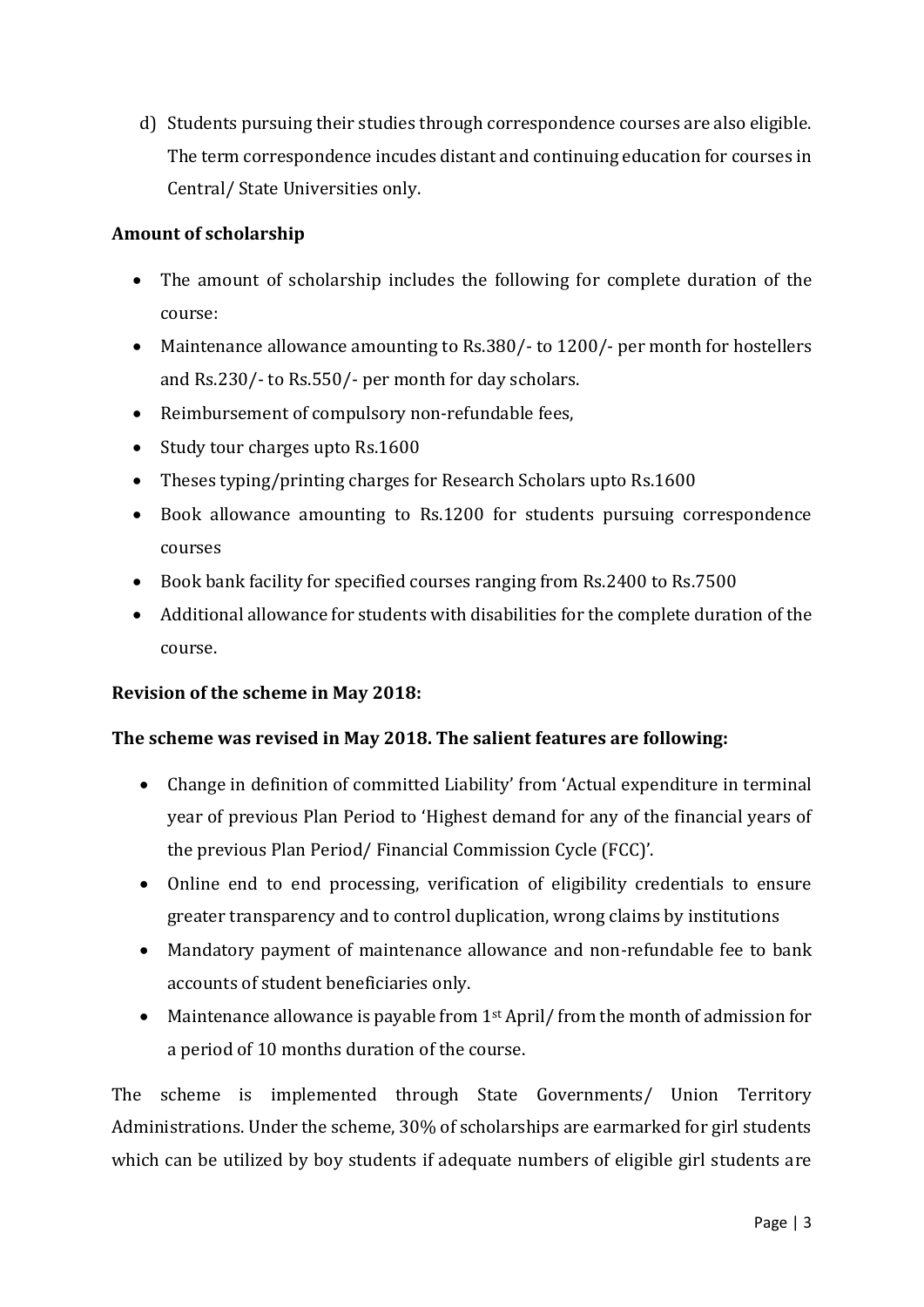d) Students pursuing their studies through correspondence courses are also eligible. The term correspondence incudes distant and continuing education for courses in Central/ State Universities only.

**Amount of scholarship**

- The amount of scholarship includes the following for complete duration of the course:
- Maintenance allowance amounting to Rs.380/- to 1200/- per month for hostellers and Rs.230/- to Rs.550/- per month for day scholars.
- Reimbursement of compulsory non-refundable fees,
- Study tour charges upto Rs.1600
- Theses typing/printing charges for Research Scholars upto Rs.1600
- Book allowance amounting to Rs.1200 for students pursuing correspondence courses
- Book bank facility for specified courses ranging from Rs.2400 to Rs.7500
- Additional allowance for students with disabilities for the complete duration of the course.

**Revision of the scheme in May 2018:**

**The scheme was revised in May 2018. The salient features are following:**

- Change in definition of committed Liability' from 'Actual expenditure in terminal year of previous Plan Period to 'Highest demand for any of the financial years of the previous Plan Period/ Financial Commission Cycle (FCC)'.
- Online end to end processing, verification of eligibility credentials to ensure greater transparency and to control duplication, wrong claims by institutions
- Mandatory payment of maintenance allowance and non-refundable fee to bank accounts of student beneficiaries only.
- Maintenance allowance is payable from 1st April/ from the month of admission for a period of 10 months duration of the course.

The scheme is implemented through State Governments/ Union Territory Administrations. Under the scheme, 30% of scholarships are earmarked for girl students which can be utilized by boy students if adequate numbers of eligible girl students are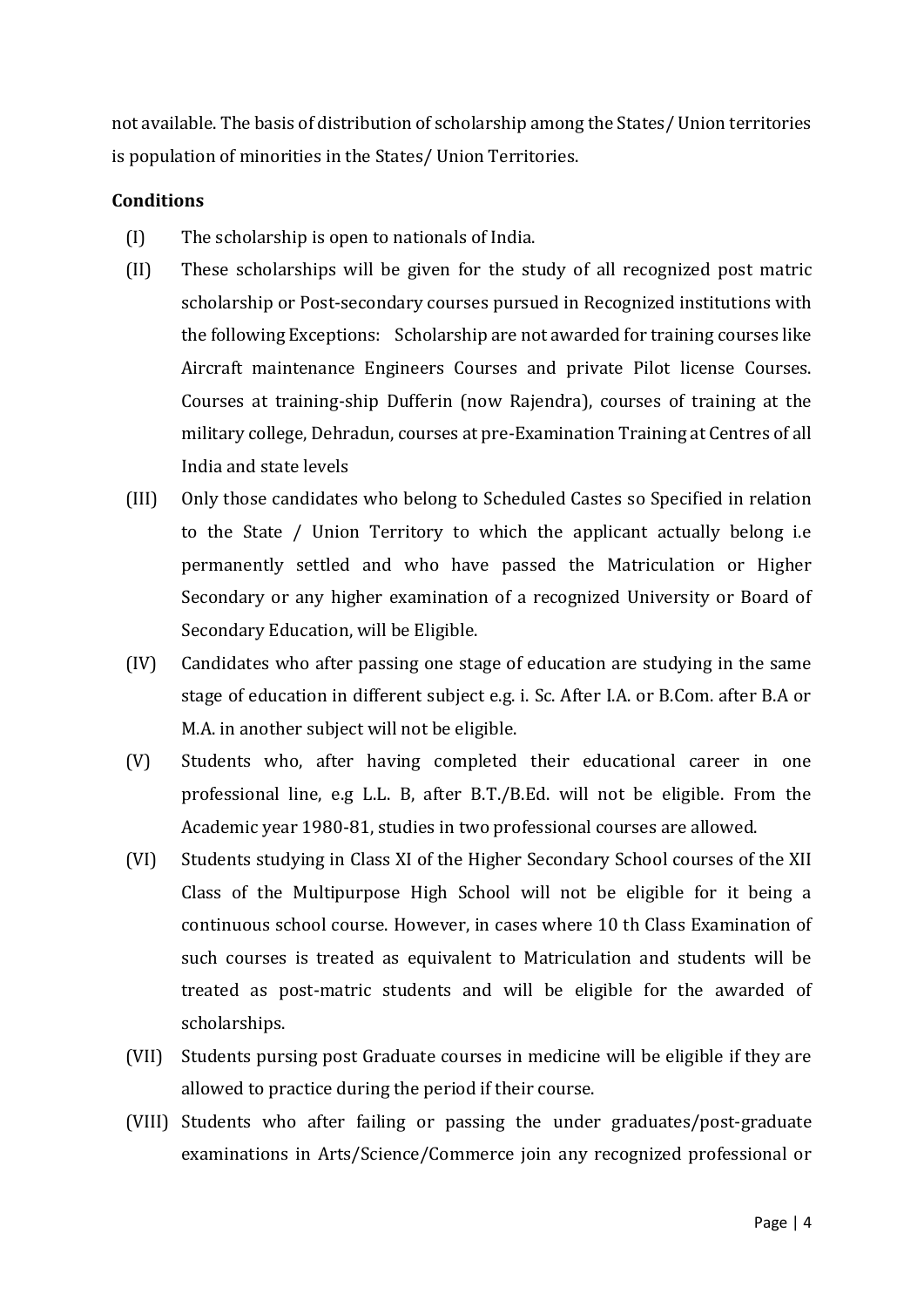not available. The basis of distribution of scholarship among the States/ Union territories is population of minorities in the States/ Union Territories.

**Conditions**

(I) The scholarship is open to nationals of India.

(II) These scholarships will be given for the study of all recognized post matric scholarship or Post-secondary courses pursued in Recognized institutions with the following Exceptions: Scholarship are not awarded for training courses like Aircraft maintenance Engineers Courses and private Pilot license Courses. Courses at training-ship Dufferin (now Rajendra), courses of training at the military college, Dehradun, courses at pre-Examination Training at Centres of all India and state levels

(III) Only those candidates who belong to Scheduled Castes so Specified in relation to the State / Union Territory to which the applicant actually belong i.e permanently settled and who have passed the Matriculation or Higher Secondary or any higher examination of a recognized University or Board of Secondary Education, will be Eligible.

(IV) Candidates who after passing one stage of education are studying in the same stage of education in different subject e.g. i. Sc. After I.A. or B.Com. after B.A or M.A. in another subject will not be eligible.

(V) Students who, after having completed their educational career in one professional line, e.g L.L. B, after B.T./B.Ed. will not be eligible. From the Academic year 1980-81, studies in two professional courses are allowed.

(VI) Students studying in Class XI of the Higher Secondary School courses of the XII Class of the Multipurpose High School will not be eligible for it being a continuous school course. However, in cases where 10 th Class Examination of such courses is treated as equivalent to Matriculation and students will be treated as post-matric students and will be eligible for the awarded of scholarships.

(VII) Students pursing post Graduate courses in medicine will be eligible if they are allowed to practice during the period if their course.

(VIII) Students who after failing or passing the under graduates/post-graduate examinations in Arts/Science/Commerce join any recognized professional or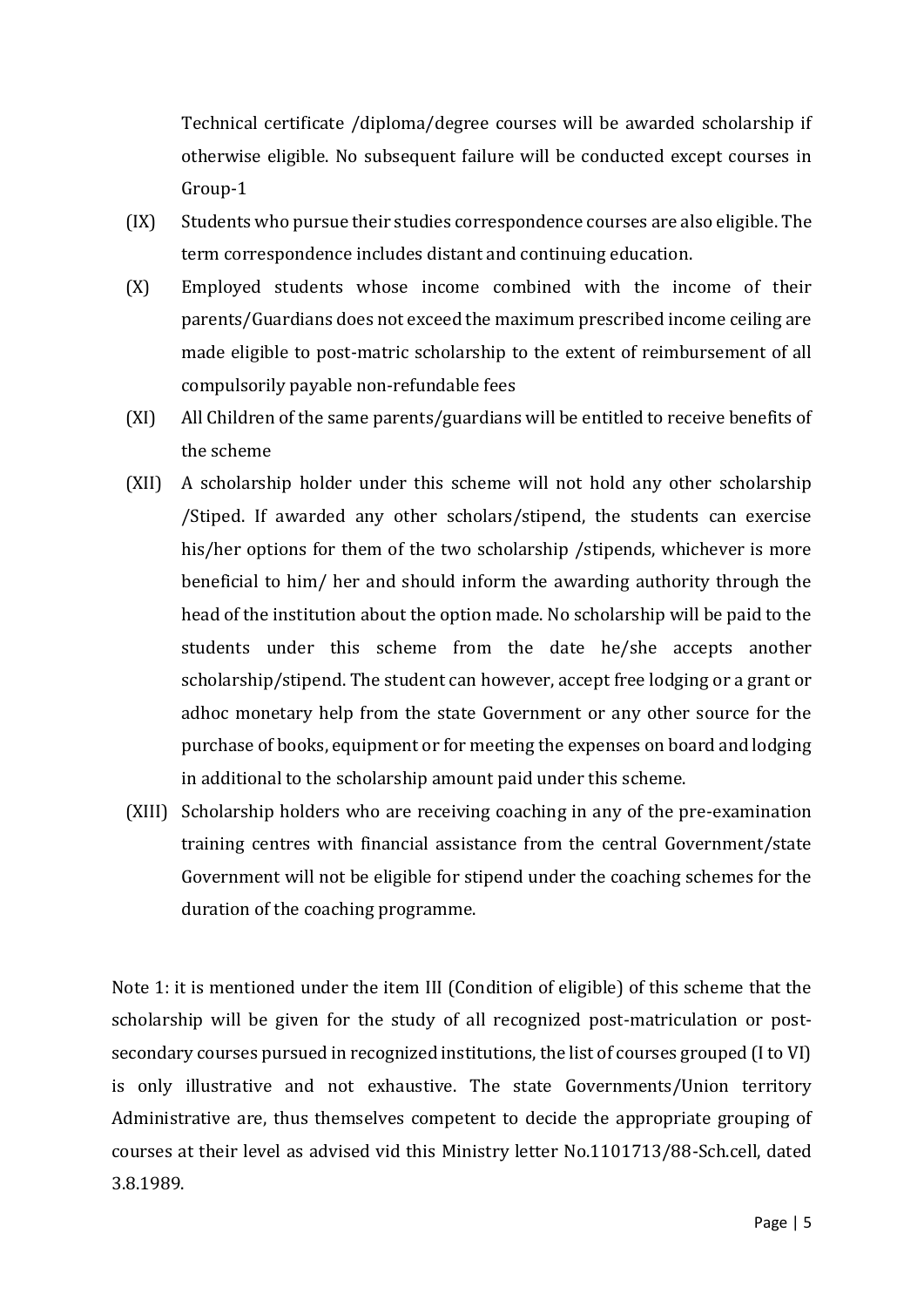Technical certificate /diploma/degree courses will be awarded scholarship if otherwise eligible. No subsequent failure will be conducted except courses in Group-1

(IX) Students who pursue their studies correspondence courses are also eligible. The term correspondence includes distant and continuing education.

(X) Employed students whose income combined with the income of their parents/Guardians does not exceed the maximum prescribed income ceiling are made eligible to post-matric scholarship to the extent of reimbursement of all compulsorily payable non-refundable fees

(XI) All Children of the same parents/guardians will be entitled to receive benefits of the scheme

(XII) A scholarship holder under this scheme will not hold any other scholarship /Stiped. If awarded any other scholars/stipend, the students can exercise his/her options for them of the two scholarship /stipends, whichever is more beneficial to him/ her and should inform the awarding authority through the head of the institution about the option made. No scholarship will be paid to the students under this scheme from the date he/she accepts another scholarship/stipend. The student can however, accept free lodging or a grant or adhoc monetary help from the state Government or any other source for the purchase of books, equipment or for meeting the expenses on board and lodging in additional to the scholarship amount paid under this scheme.

(XIII) Scholarship holders who are receiving coaching in any of the pre-examination training centres with financial assistance from the central Government/state Government will not be eligible for stipend under the coaching schemes for the duration of the coaching programme.

Note 1: it is mentioned under the item III (Condition of eligible) of this scheme that the scholarship will be given for the study of all recognized post-matriculation or post-secondary courses pursued in recognized institutions, the list of courses grouped (I to VI) is only illustrative and not exhaustive. The state Governments/Union territory Administrative are, thus themselves competent to decide the appropriate grouping of courses at their level as advised vid this Ministry letter No.1101713/88-Sch.cell, dated 3.8.1989.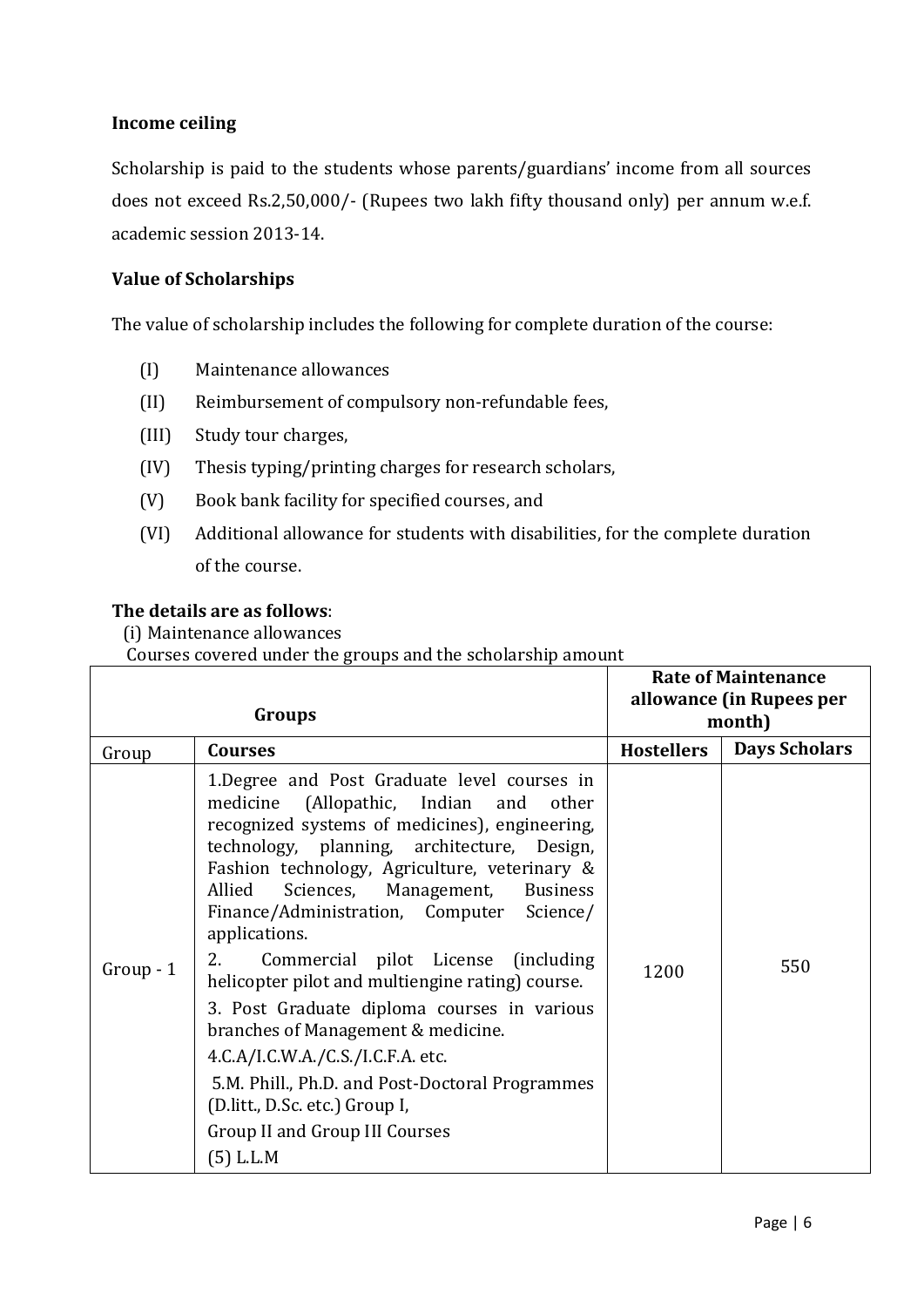**Income ceiling**

Scholarship is paid to the students whose parents/guardians' income from all sources does not exceed Rs.2,50,000/- (Rupees two lakh fifty thousand only) per annum w.e.f. academic session 2013-14.

**Value of Scholarships**

The value of scholarship includes the following for complete duration of the course:

(I) Maintenance allowances

(II) Reimbursement of compulsory non-refundable fees,

(III) Study tour charges,

(IV) Thesis typing/printing charges for research scholars,

(V) Book bank facility for specified courses, and

(VI) Additional allowance for students with disabilities, for the complete duration of the course.

**The details are as follows**:

(i) Maintenance allowances

Courses covered under the groups and the scholarship amount

| **Groups** | | **Rate of Maintenance allowance (in Rupees per month)** | |
|---|---|---|---|
| Group | **Courses** | **Hostellers** | **Days Scholars** |
| Group - 1 | 1.Degree and Post Graduate level courses in medicine (Allopathic, Indian and other recognized systems of medicines), engineering, technology, planning, architecture, Design, Fashion technology, Agriculture, veterinary & Allied Sciences, Management, Business Finance/Administration, Computer Science/ applications.<br>2. Commercial pilot License (including helicopter pilot and multiengine rating) course.<br>3. Post Graduate diploma courses in various branches of Management & medicine.<br>4.C.A/I.C.W.A./C.S./I.C.F.A. etc.<br>5.M. Phill., Ph.D. and Post-Doctoral Programmes (D.litt., D.Sc. etc.) Group I, Group II and Group III Courses<br>(5) L.L.M | 1200 | 550 |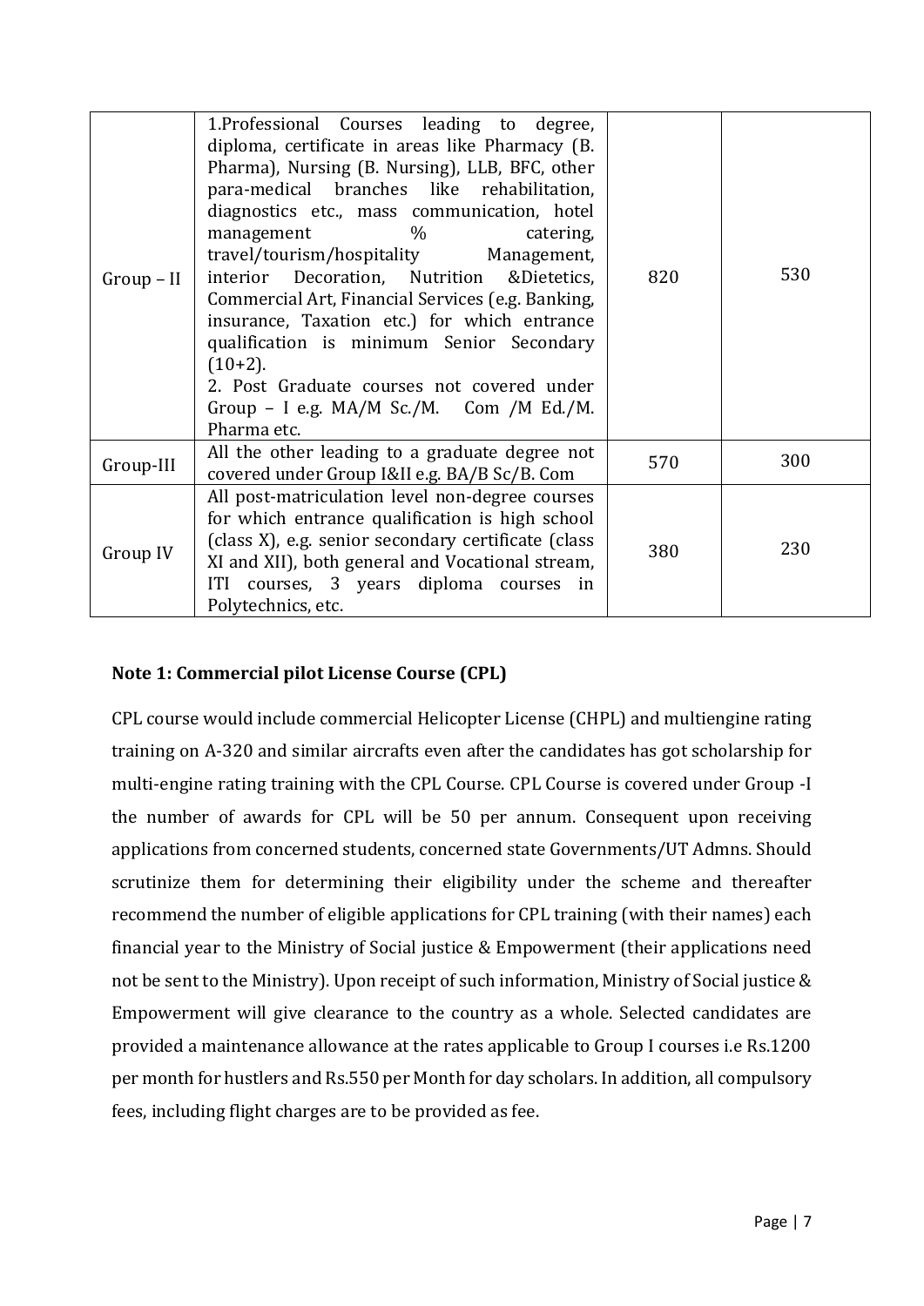| Group – II | 1.Professional Courses leading to degree, diploma, certificate in areas like Pharmacy (B. Pharma), Nursing (B. Nursing), LLB, BFC, other para-medical branches like rehabilitation, diagnostics etc., mass communication, hotel management % catering, travel/tourism/hospitality Management, interior Decoration, Nutrition &Dietetics, Commercial Art, Financial Services (e.g. Banking, insurance, Taxation etc.) for which entrance qualification is minimum Senior Secondary (10+2).<br>2. Post Graduate courses not covered under Group – I e.g. MA/M Sc./M. Com /M Ed./M. Pharma etc. | 820 | 530 |
|---|---|---|---|
| Group-III | All the other leading to a graduate degree not covered under Group I&II e.g. BA/B Sc/B. Com | 570 | 300 |
| Group IV | All post-matriculation level non-degree courses for which entrance qualification is high school (class X), e.g. senior secondary certificate (class XI and XII), both general and Vocational stream, ITI courses, 3 years diploma courses in Polytechnics, etc. | 380 | 230 |

**Note 1: Commercial pilot License Course (CPL)**

CPL course would include commercial Helicopter License (CHPL) and multiengine rating training on A-320 and similar aircrafts even after the candidates has got scholarship for multi-engine rating training with the CPL Course. CPL Course is covered under Group -I the number of awards for CPL will be 50 per annum. Consequent upon receiving applications from concerned students, concerned state Governments/UT Admns. Should scrutinize them for determining their eligibility under the scheme and thereafter recommend the number of eligible applications for CPL training (with their names) each financial year to the Ministry of Social justice & Empowerment (their applications need not be sent to the Ministry). Upon receipt of such information, Ministry of Social justice & Empowerment will give clearance to the country as a whole. Selected candidates are provided a maintenance allowance at the rates applicable to Group I courses i.e Rs.1200 per month for hustlers and Rs.550 per Month for day scholars. In addition, all compulsory fees, including flight charges are to be provided as fee.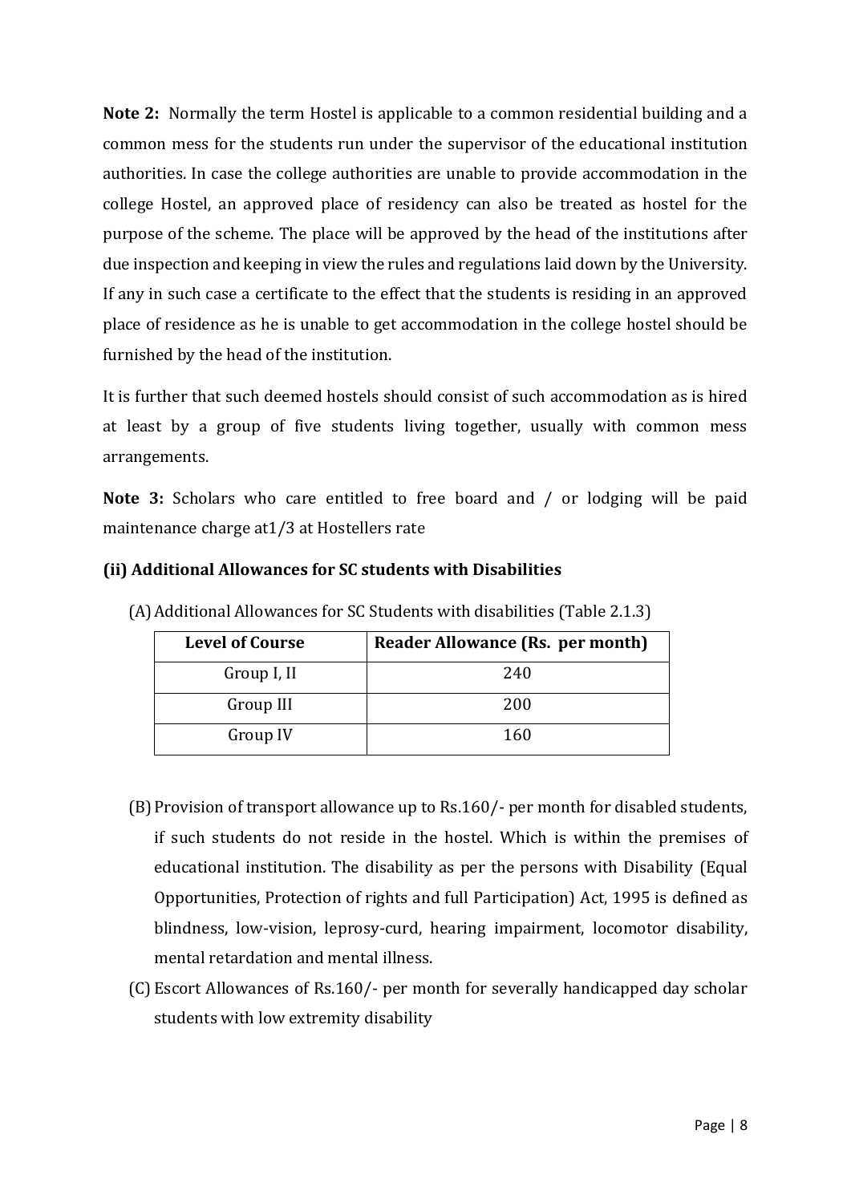**Note 2:** Normally the term Hostel is applicable to a common residential building and a common mess for the students run under the supervisor of the educational institution authorities. In case the college authorities are unable to provide accommodation in the college Hostel, an approved place of residency can also be treated as hostel for the purpose of the scheme. The place will be approved by the head of the institutions after due inspection and keeping in view the rules and regulations laid down by the University. If any in such case a certificate to the effect that the students is residing in an approved place of residence as he is unable to get accommodation in the college hostel should be furnished by the head of the institution.

It is further that such deemed hostels should consist of such accommodation as is hired at least by a group of five students living together, usually with common mess arrangements.

**Note 3:** Scholars who care entitled to free board and / or lodging will be paid maintenance charge at1/3 at Hostellers rate

**(ii) Additional Allowances for SC students with Disabilities**

(A) Additional Allowances for SC Students with disabilities (Table 2.1.3)

| Level of Course | Reader Allowance (Rs. per month) |
| --- | --- |
| Group I, II | 240 |
| Group III | 200 |
| Group IV | 160 |

(B) Provision of transport allowance up to Rs.160/- per month for disabled students, if such students do not reside in the hostel. Which is within the premises of educational institution. The disability as per the persons with Disability (Equal Opportunities, Protection of rights and full Participation) Act, 1995 is defined as blindness, low-vision, leprosy-curd, hearing impairment, locomotor disability, mental retardation and mental illness.

(C) Escort Allowances of Rs.160/- per month for severally handicapped day scholar students with low extremity disability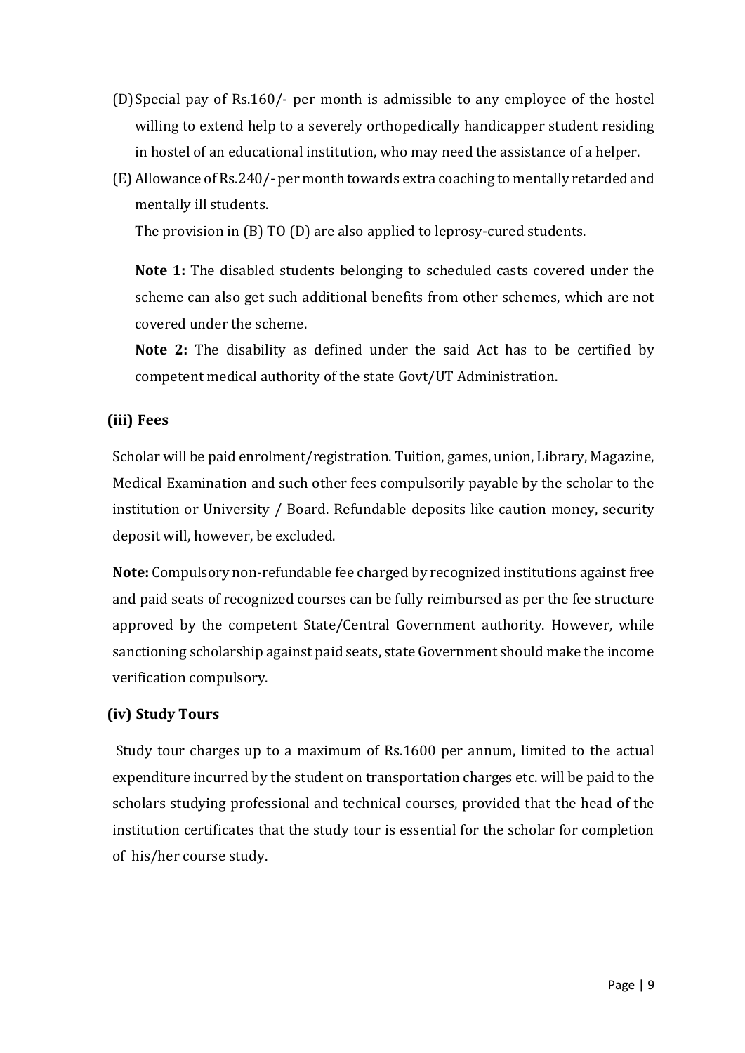(D) Special pay of Rs.160/- per month is admissible to any employee of the hostel willing to extend help to a severely orthopedically handicapper student residing in hostel of an educational institution, who may need the assistance of a helper.

(E) Allowance of Rs.240/- per month towards extra coaching to mentally retarded and mentally ill students.

The provision in (B) TO (D) are also applied to leprosy-cured students.

**Note 1:** The disabled students belonging to scheduled casts covered under the scheme can also get such additional benefits from other schemes, which are not covered under the scheme.

**Note 2:** The disability as defined under the said Act has to be certified by competent medical authority of the state Govt/UT Administration.

**(iii) Fees**

Scholar will be paid enrolment/registration. Tuition, games, union, Library, Magazine, Medical Examination and such other fees compulsorily payable by the scholar to the institution or University / Board. Refundable deposits like caution money, security deposit will, however, be excluded.

**Note:** Compulsory non-refundable fee charged by recognized institutions against free and paid seats of recognized courses can be fully reimbursed as per the fee structure approved by the competent State/Central Government authority. However, while sanctioning scholarship against paid seats, state Government should make the income verification compulsory.

**(iv) Study Tours**

Study tour charges up to a maximum of Rs.1600 per annum, limited to the actual expenditure incurred by the student on transportation charges etc. will be paid to the scholars studying professional and technical courses, provided that the head of the institution certificates that the study tour is essential for the scholar for completion of his/her course study.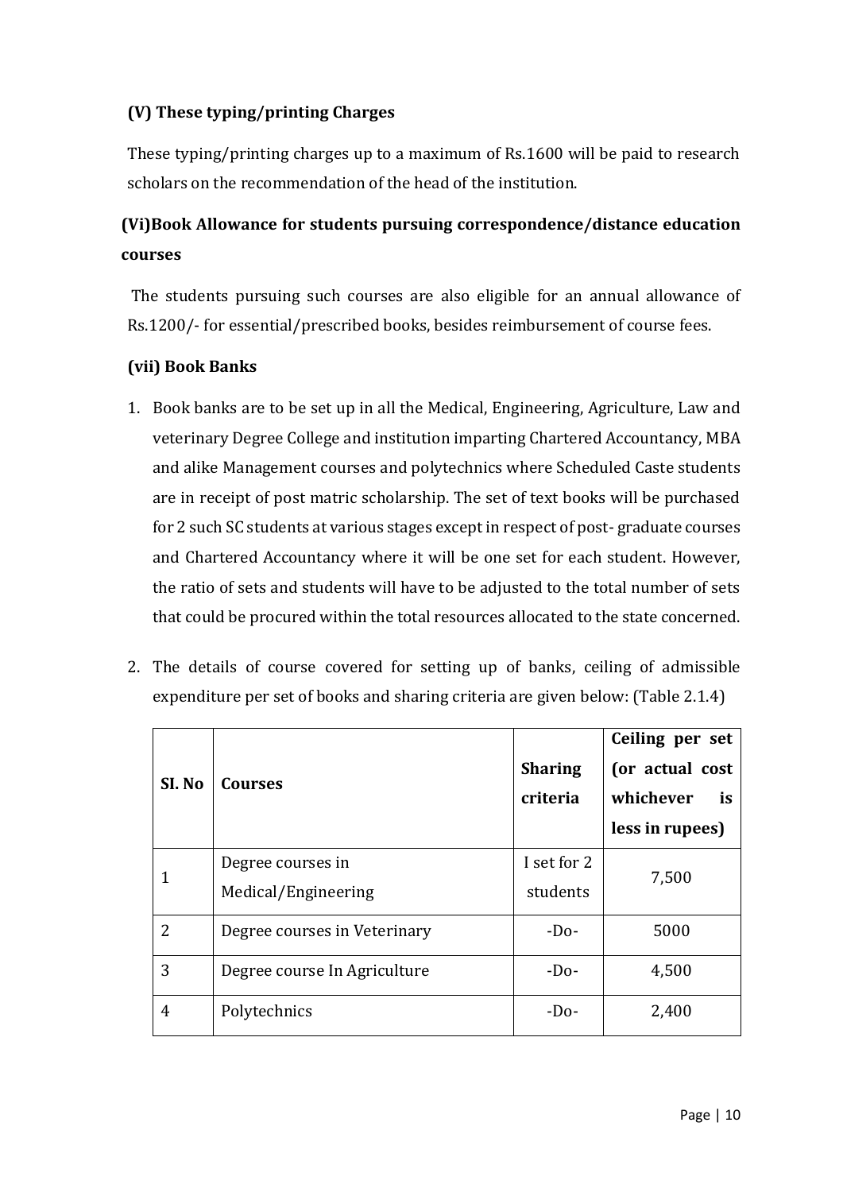### (V) These typing/printing Charges

These typing/printing charges up to a maximum of Rs.1600 will be paid to research scholars on the recommendation of the head of the institution.

### (Vi)Book Allowance for students pursuing correspondence/distance education courses

The students pursuing such courses are also eligible for an annual allowance of Rs.1200/- for essential/prescribed books, besides reimbursement of course fees.

### (vii) Book Banks

1. Book banks are to be set up in all the Medical, Engineering, Agriculture, Law and veterinary Degree College and institution imparting Chartered Accountancy, MBA and alike Management courses and polytechnics where Scheduled Caste students are in receipt of post matric scholarship. The set of text books will be purchased for 2 such SC students at various stages except in respect of post- graduate courses and Chartered Accountancy where it will be one set for each student. However, the ratio of sets and students will have to be adjusted to the total number of sets that could be procured within the total resources allocated to the state concerned.

2. The details of course covered for setting up of banks, ceiling of admissible expenditure per set of books and sharing criteria are given below: (Table 2.1.4)

| SI. No | Courses | Sharing criteria | Ceiling per set (or actual cost whichever is less in rupees) |
|---|---|---|---|
| 1 | Degree courses in Medical/Engineering | I set for 2 students | 7,500 |
| 2 | Degree courses in Veterinary | -Do- | 5000 |
| 3 | Degree course In Agriculture | -Do- | 4,500 |
| 4 | Polytechnics | -Do- | 2,400 |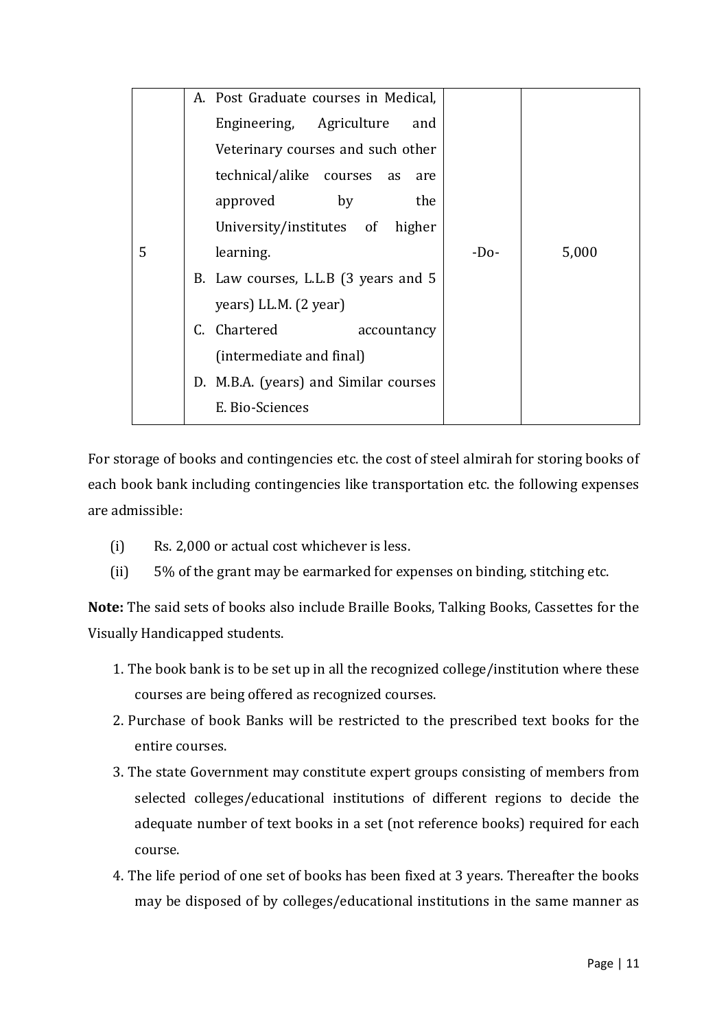| | | | |
|---|---|---|---|
| 5 | A. Post Graduate courses in Medical, Engineering, Agriculture and Veterinary courses and such other technical/alike courses as are approved by the University/institutes of higher learning.<br>B. Law courses, L.L.B (3 years and 5 years) LL.M. (2 year)<br>C. Chartered accountancy (intermediate and final)<br>D. M.B.A. (years) and Similar courses<br>E. Bio-Sciences | -Do- | 5,000 |

For storage of books and contingencies etc. the cost of steel almirah for storing books of each book bank including contingencies like transportation etc. the following expenses are admissible:

(i) Rs. 2,000 or actual cost whichever is less.

(ii) 5% of the grant may be earmarked for expenses on binding, stitching etc.

**Note:** The said sets of books also include Braille Books, Talking Books, Cassettes for the Visually Handicapped students.

1. The book bank is to be set up in all the recognized college/institution where these courses are being offered as recognized courses.
2. Purchase of book Banks will be restricted to the prescribed text books for the entire courses.
3. The state Government may constitute expert groups consisting of members from selected colleges/educational institutions of different regions to decide the adequate number of text books in a set (not reference books) required for each course.
4. The life period of one set of books has been fixed at 3 years. Thereafter the books may be disposed of by colleges/educational institutions in the same manner as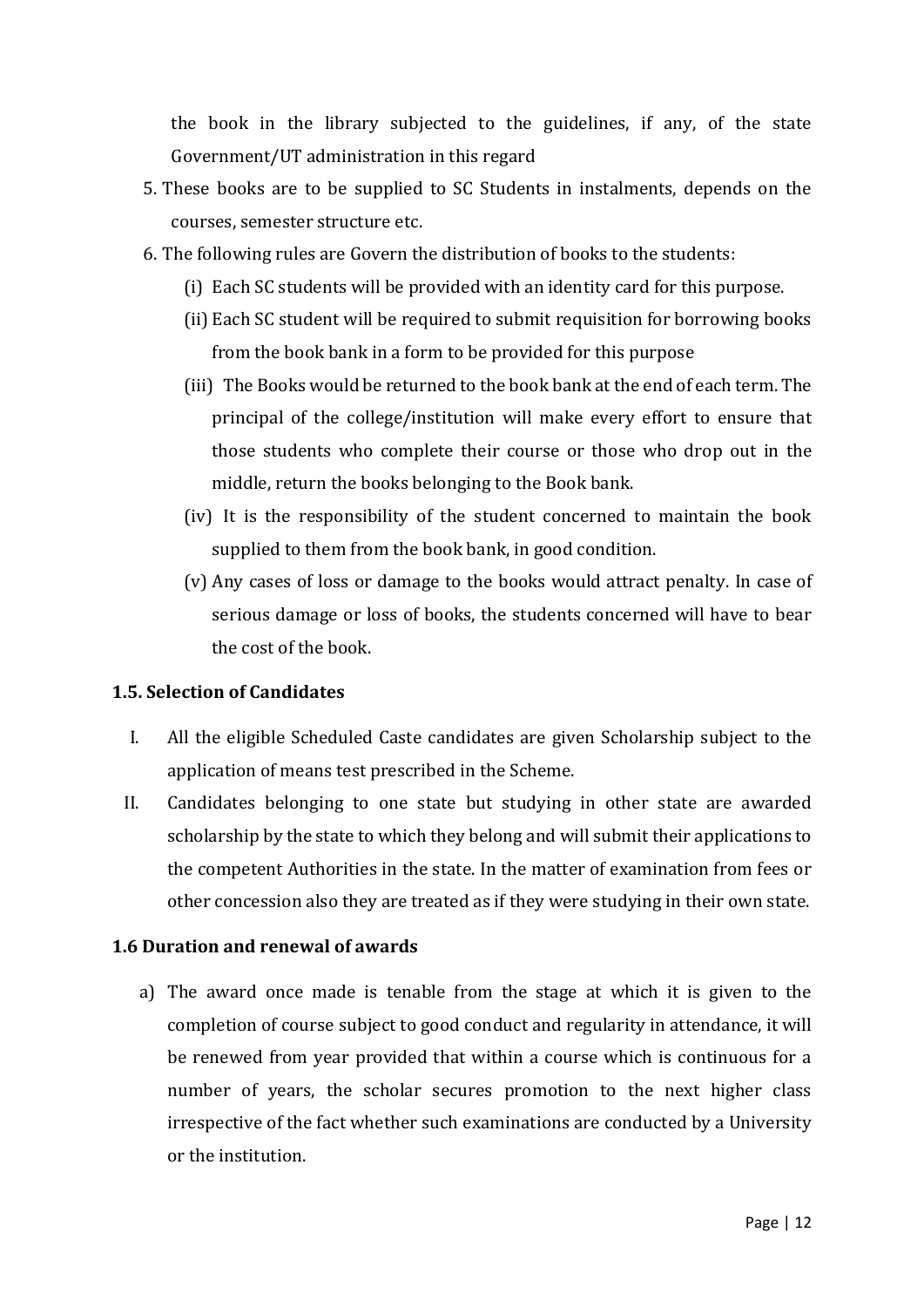the book in the library subjected to the guidelines, if any, of the state Government/UT administration in this regard

5. These books are to be supplied to SC Students in instalments, depends on the courses, semester structure etc.
6. The following rules are Govern the distribution of books to the students:
   - (i) Each SC students will be provided with an identity card for this purpose.
   - (ii) Each SC student will be required to submit requisition for borrowing books from the book bank in a form to be provided for this purpose
   - (iii) The Books would be returned to the book bank at the end of each term. The principal of the college/institution will make every effort to ensure that those students who complete their course or those who drop out in the middle, return the books belonging to the Book bank.
   - (iv) It is the responsibility of the student concerned to maintain the book supplied to them from the book bank, in good condition.
   - (v) Any cases of loss or damage to the books would attract penalty. In case of serious damage or loss of books, the students concerned will have to bear the cost of the book.

**1.5. Selection of Candidates**

I. All the eligible Scheduled Caste candidates are given Scholarship subject to the application of means test prescribed in the Scheme.

II. Candidates belonging to one state but studying in other state are awarded scholarship by the state to which they belong and will submit their applications to the competent Authorities in the state. In the matter of examination from fees or other concession also they are treated as if they were studying in their own state.

**1.6 Duration and renewal of awards**

a) The award once made is tenable from the stage at which it is given to the completion of course subject to good conduct and regularity in attendance, it will be renewed from year provided that within a course which is continuous for a number of years, the scholar secures promotion to the next higher class irrespective of the fact whether such examinations are conducted by a University or the institution.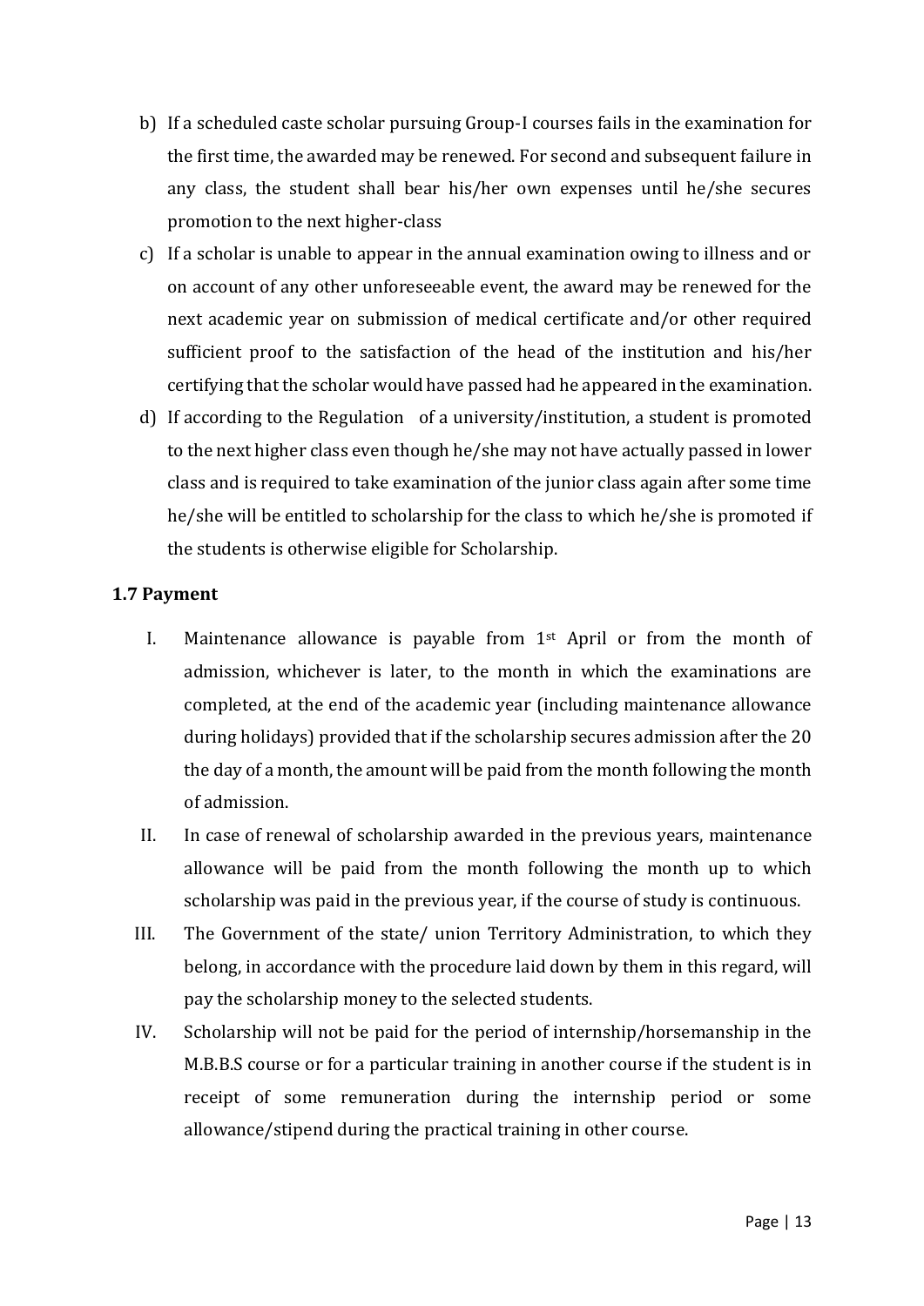b) If a scheduled caste scholar pursuing Group-I courses fails in the examination for the first time, the awarded may be renewed. For second and subsequent failure in any class, the student shall bear his/her own expenses until he/she secures promotion to the next higher-class

c) If a scholar is unable to appear in the annual examination owing to illness and or on account of any other unforeseeable event, the award may be renewed for the next academic year on submission of medical certificate and/or other required sufficient proof to the satisfaction of the head of the institution and his/her certifying that the scholar would have passed had he appeared in the examination.

d) If according to the Regulation of a university/institution, a student is promoted to the next higher class even though he/she may not have actually passed in lower class and is required to take examination of the junior class again after some time he/she will be entitled to scholarship for the class to which he/she is promoted if the students is otherwise eligible for Scholarship.

### 1.7 Payment

I. Maintenance allowance is payable from 1st April or from the month of admission, whichever is later, to the month in which the examinations are completed, at the end of the academic year (including maintenance allowance during holidays) provided that if the scholarship secures admission after the 20 the day of a month, the amount will be paid from the month following the month of admission.

II. In case of renewal of scholarship awarded in the previous years, maintenance allowance will be paid from the month following the month up to which scholarship was paid in the previous year, if the course of study is continuous.

III. The Government of the state/ union Territory Administration, to which they belong, in accordance with the procedure laid down by them in this regard, will pay the scholarship money to the selected students.

IV. Scholarship will not be paid for the period of internship/horsemanship in the M.B.B.S course or for a particular training in another course if the student is in receipt of some remuneration during the internship period or some allowance/stipend during the practical training in other course.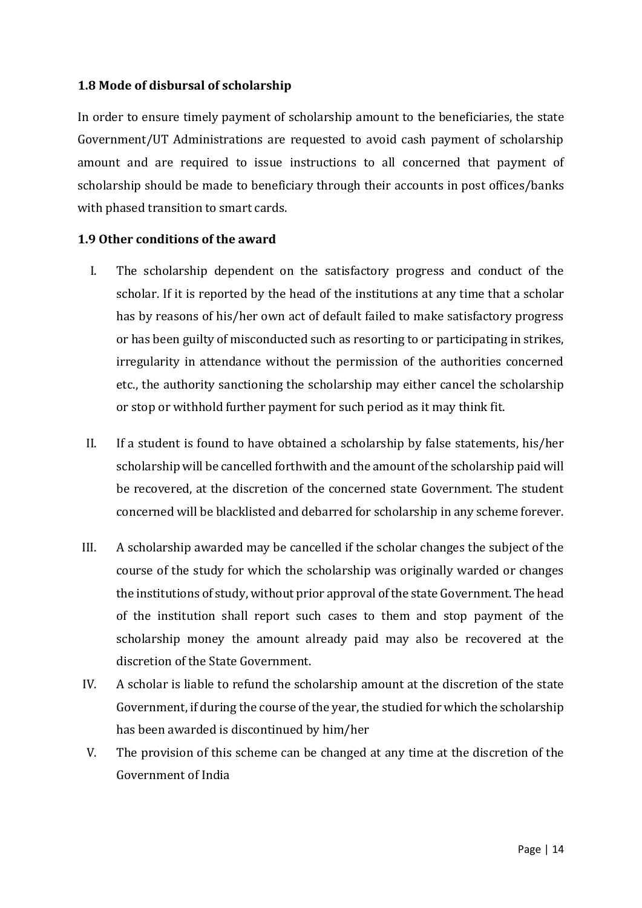### 1.8 Mode of disbursal of scholarship

In order to ensure timely payment of scholarship amount to the beneficiaries, the state Government/UT Administrations are requested to avoid cash payment of scholarship amount and are required to issue instructions to all concerned that payment of scholarship should be made to beneficiary through their accounts in post offices/banks with phased transition to smart cards.

### 1.9 Other conditions of the award

I. The scholarship dependent on the satisfactory progress and conduct of the scholar. If it is reported by the head of the institutions at any time that a scholar has by reasons of his/her own act of default failed to make satisfactory progress or has been guilty of misconducted such as resorting to or participating in strikes, irregularity in attendance without the permission of the authorities concerned etc., the authority sanctioning the scholarship may either cancel the scholarship or stop or withhold further payment for such period as it may think fit.

II. If a student is found to have obtained a scholarship by false statements, his/her scholarship will be cancelled forthwith and the amount of the scholarship paid will be recovered, at the discretion of the concerned state Government. The student concerned will be blacklisted and debarred for scholarship in any scheme forever.

III. A scholarship awarded may be cancelled if the scholar changes the subject of the course of the study for which the scholarship was originally warded or changes the institutions of study, without prior approval of the state Government. The head of the institution shall report such cases to them and stop payment of the scholarship money the amount already paid may also be recovered at the discretion of the State Government.

IV. A scholar is liable to refund the scholarship amount at the discretion of the state Government, if during the course of the year, the studied for which the scholarship has been awarded is discontinued by him/her

V. The provision of this scheme can be changed at any time at the discretion of the Government of India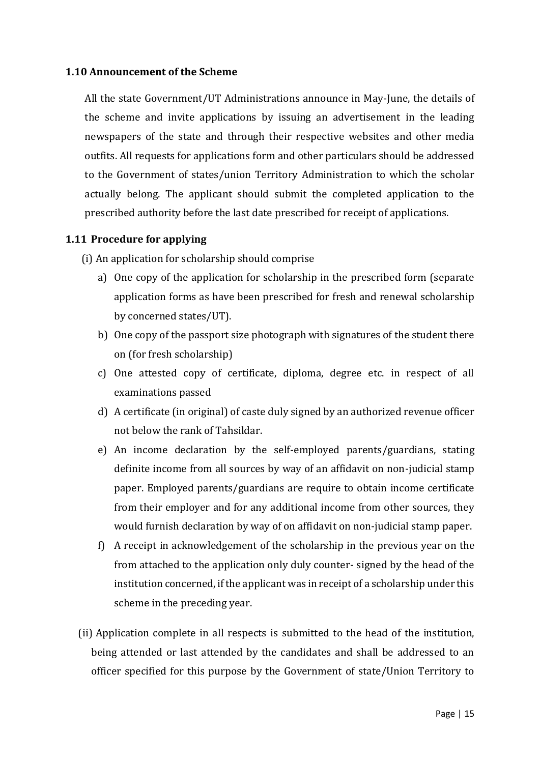### 1.10 Announcement of the Scheme

All the state Government/UT Administrations announce in May-June, the details of the scheme and invite applications by issuing an advertisement in the leading newspapers of the state and through their respective websites and other media outfits. All requests for applications form and other particulars should be addressed to the Government of states/union Territory Administration to which the scholar actually belong. The applicant should submit the completed application to the prescribed authority before the last date prescribed for receipt of applications.

### 1.11 Procedure for applying

(i) An application for scholarship should comprise

a) One copy of the application for scholarship in the prescribed form (separate application forms as have been prescribed for fresh and renewal scholarship by concerned states/UT).

b) One copy of the passport size photograph with signatures of the student there on (for fresh scholarship)

c) One attested copy of certificate, diploma, degree etc. in respect of all examinations passed

d) A certificate (in original) of caste duly signed by an authorized revenue officer not below the rank of Tahsildar.

e) An income declaration by the self-employed parents/guardians, stating definite income from all sources by way of an affidavit on non-judicial stamp paper. Employed parents/guardians are require to obtain income certificate from their employer and for any additional income from other sources, they would furnish declaration by way of on affidavit on non-judicial stamp paper.

f) A receipt in acknowledgement of the scholarship in the previous year on the from attached to the application only duly counter- signed by the head of the institution concerned, if the applicant was in receipt of a scholarship under this scheme in the preceding year.

(ii) Application complete in all respects is submitted to the head of the institution, being attended or last attended by the candidates and shall be addressed to an officer specified for this purpose by the Government of state/Union Territory to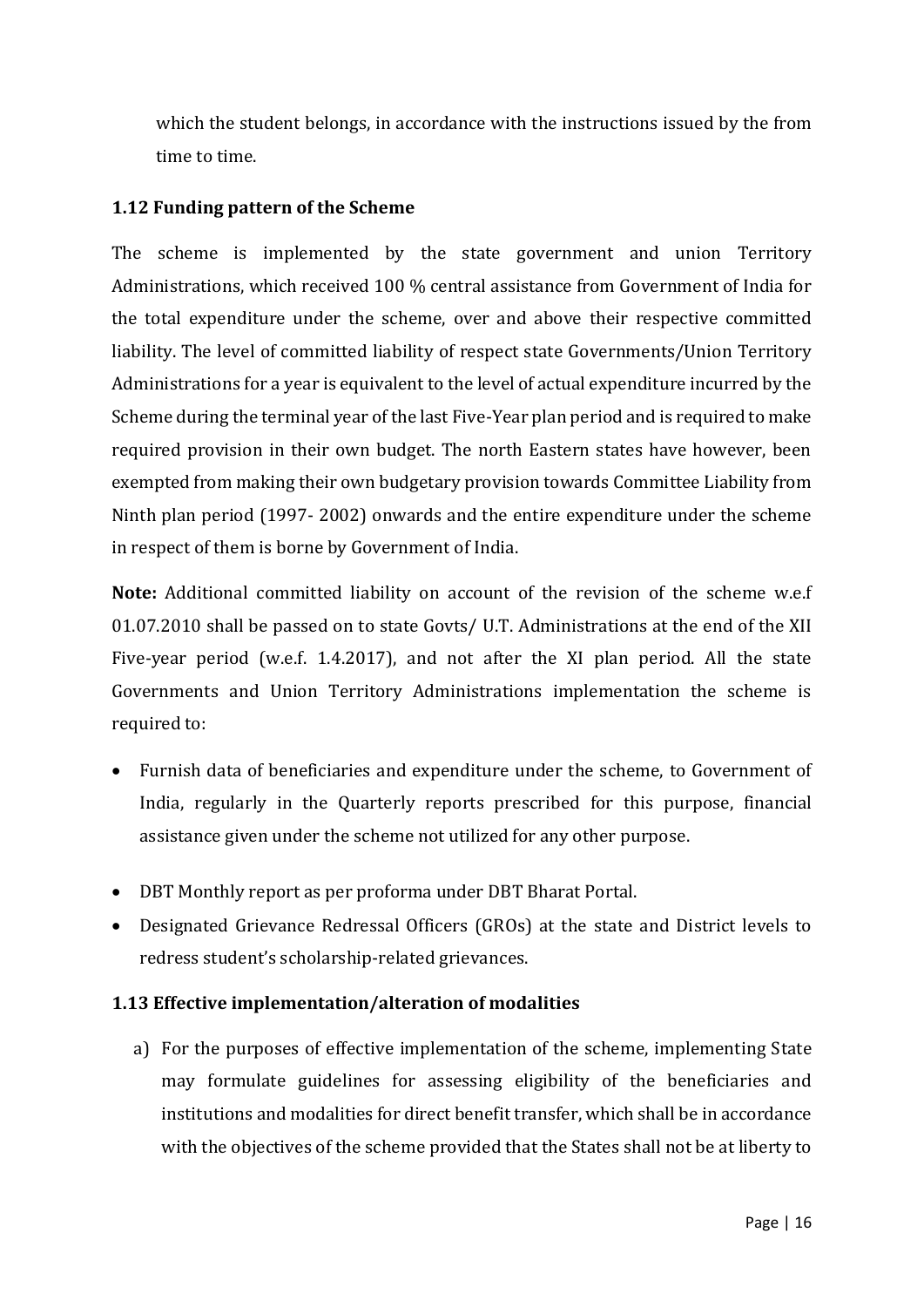which the student belongs, in accordance with the instructions issued by the from time to time.

### 1.12 Funding pattern of the Scheme

The scheme is implemented by the state government and union Territory Administrations, which received 100 % central assistance from Government of India for the total expenditure under the scheme, over and above their respective committed liability. The level of committed liability of respect state Governments/Union Territory Administrations for a year is equivalent to the level of actual expenditure incurred by the Scheme during the terminal year of the last Five-Year plan period and is required to make required provision in their own budget. The north Eastern states have however, been exempted from making their own budgetary provision towards Committee Liability from Ninth plan period (1997- 2002) onwards and the entire expenditure under the scheme in respect of them is borne by Government of India.

**Note:** Additional committed liability on account of the revision of the scheme w.e.f 01.07.2010 shall be passed on to state Govts/ U.T. Administrations at the end of the XII Five-year period (w.e.f. 1.4.2017), and not after the XI plan period. All the state Governments and Union Territory Administrations implementation the scheme is required to:

- Furnish data of beneficiaries and expenditure under the scheme, to Government of India, regularly in the Quarterly reports prescribed for this purpose, financial assistance given under the scheme not utilized for any other purpose.
- DBT Monthly report as per proforma under DBT Bharat Portal.
- Designated Grievance Redressal Officers (GROs) at the state and District levels to redress student's scholarship-related grievances.

### 1.13 Effective implementation/alteration of modalities

a) For the purposes of effective implementation of the scheme, implementing State may formulate guidelines for assessing eligibility of the beneficiaries and institutions and modalities for direct benefit transfer, which shall be in accordance with the objectives of the scheme provided that the States shall not be at liberty to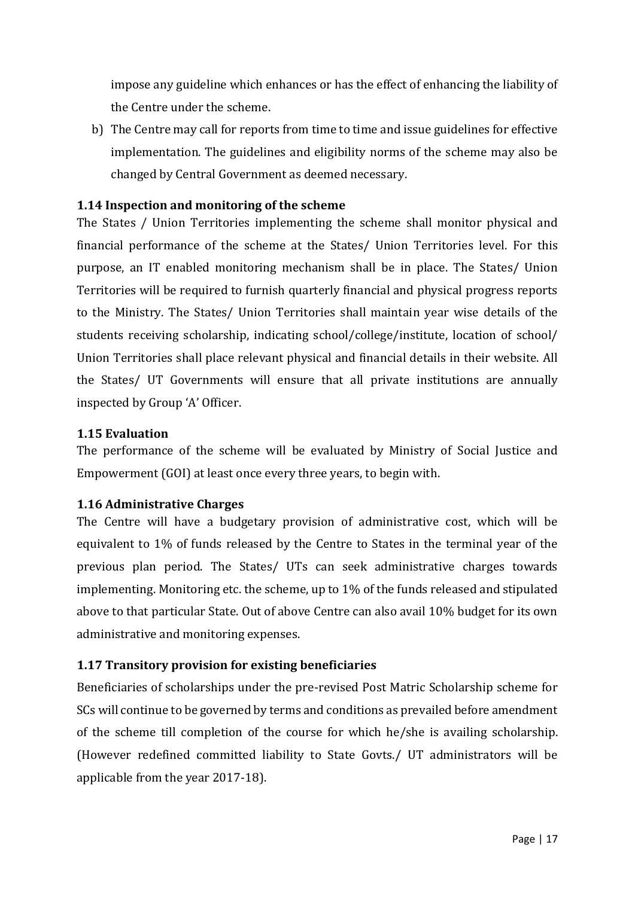impose any guideline which enhances or has the effect of enhancing the liability of the Centre under the scheme.

b) The Centre may call for reports from time to time and issue guidelines for effective implementation. The guidelines and eligibility norms of the scheme may also be changed by Central Government as deemed necessary.

### 1.14 Inspection and monitoring of the scheme

The States / Union Territories implementing the scheme shall monitor physical and financial performance of the scheme at the States/ Union Territories level. For this purpose, an IT enabled monitoring mechanism shall be in place. The States/ Union Territories will be required to furnish quarterly financial and physical progress reports to the Ministry. The States/ Union Territories shall maintain year wise details of the students receiving scholarship, indicating school/college/institute, location of school/ Union Territories shall place relevant physical and financial details in their website. All the States/ UT Governments will ensure that all private institutions are annually inspected by Group 'A' Officer.

### 1.15 Evaluation

The performance of the scheme will be evaluated by Ministry of Social Justice and Empowerment (GOI) at least once every three years, to begin with.

### 1.16 Administrative Charges

The Centre will have a budgetary provision of administrative cost, which will be equivalent to 1% of funds released by the Centre to States in the terminal year of the previous plan period. The States/ UTs can seek administrative charges towards implementing. Monitoring etc. the scheme, up to 1% of the funds released and stipulated above to that particular State. Out of above Centre can also avail 10% budget for its own administrative and monitoring expenses.

### 1.17 Transitory provision for existing beneficiaries

Beneficiaries of scholarships under the pre-revised Post Matric Scholarship scheme for SCs will continue to be governed by terms and conditions as prevailed before amendment of the scheme till completion of the course for which he/she is availing scholarship. (However redefined committed liability to State Govts./ UT administrators will be applicable from the year 2017-18).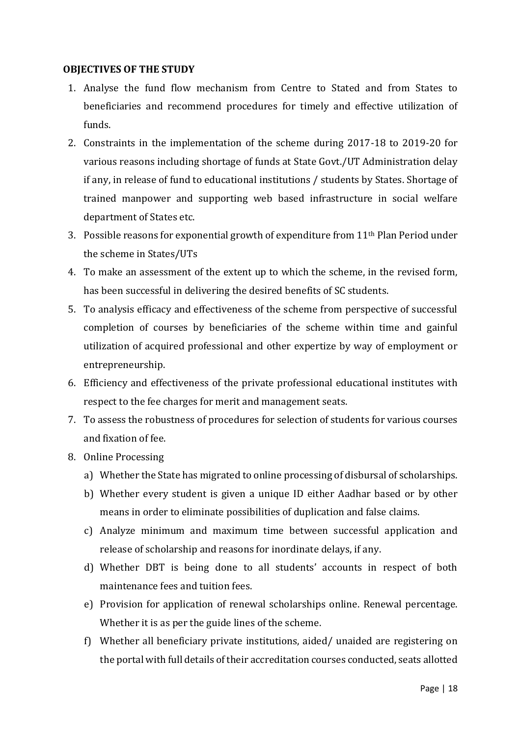**OBJECTIVES OF THE STUDY**

1. Analyse the fund flow mechanism from Centre to Stated and from States to beneficiaries and recommend procedures for timely and effective utilization of funds.
2. Constraints in the implementation of the scheme during 2017-18 to 2019-20 for various reasons including shortage of funds at State Govt./UT Administration delay if any, in release of fund to educational institutions / students by States. Shortage of trained manpower and supporting web based infrastructure in social welfare department of States etc.
3. Possible reasons for exponential growth of expenditure from 11th Plan Period under the scheme in States/UTs
4. To make an assessment of the extent up to which the scheme, in the revised form, has been successful in delivering the desired benefits of SC students.
5. To analysis efficacy and effectiveness of the scheme from perspective of successful completion of courses by beneficiaries of the scheme within time and gainful utilization of acquired professional and other expertize by way of employment or entrepreneurship.
6. Efficiency and effectiveness of the private professional educational institutes with respect to the fee charges for merit and management seats.
7. To assess the robustness of procedures for selection of students for various courses and fixation of fee.
8. Online Processing
   a) Whether the State has migrated to online processing of disbursal of scholarships.
   b) Whether every student is given a unique ID either Aadhar based or by other means in order to eliminate possibilities of duplication and false claims.
   c) Analyze minimum and maximum time between successful application and release of scholarship and reasons for inordinate delays, if any.
   d) Whether DBT is being done to all students' accounts in respect of both maintenance fees and tuition fees.
   e) Provision for application of renewal scholarships online. Renewal percentage. Whether it is as per the guide lines of the scheme.
   f) Whether all beneficiary private institutions, aided/ unaided are registering on the portal with full details of their accreditation courses conducted, seats allotted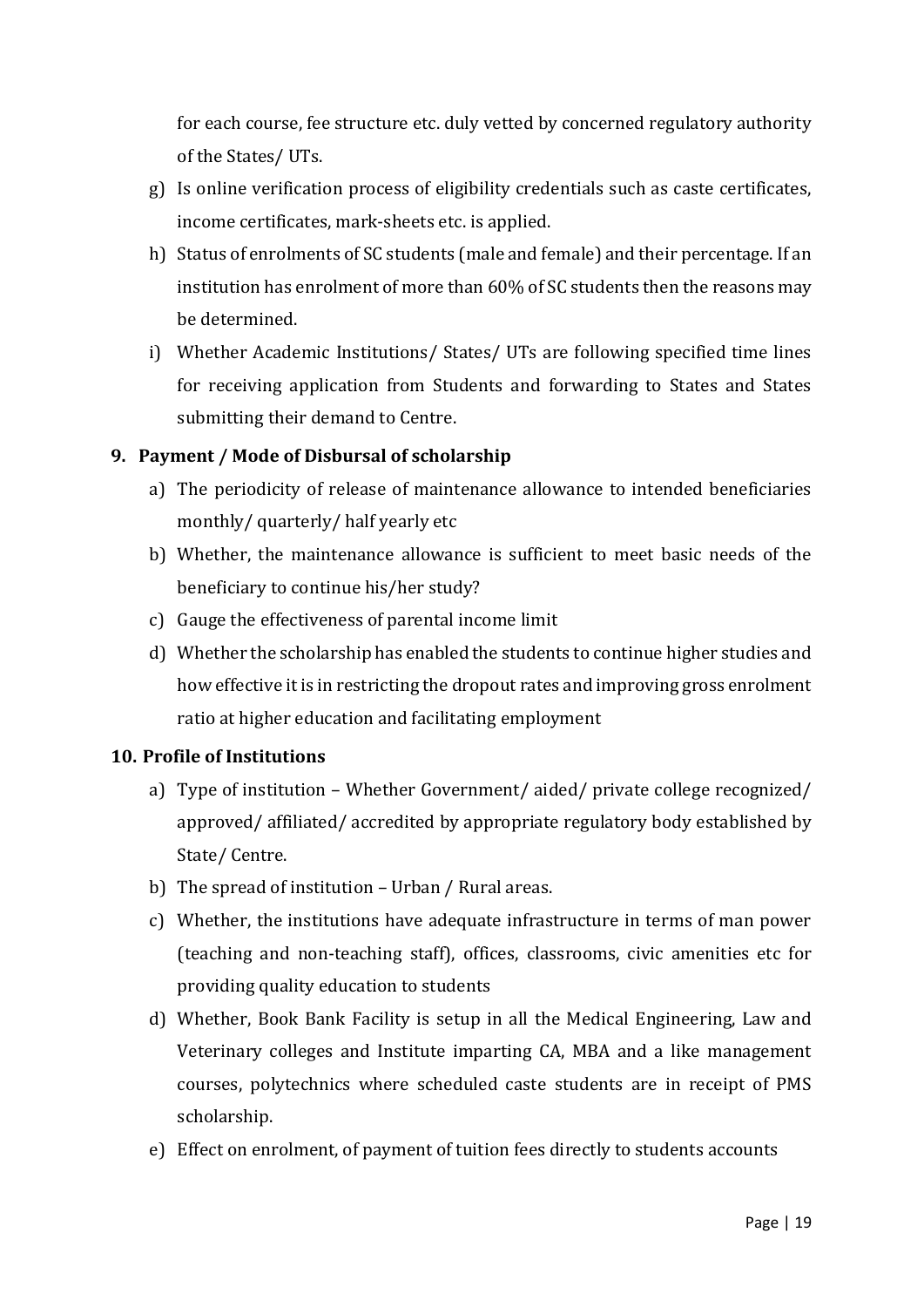for each course, fee structure etc. duly vetted by concerned regulatory authority of the States/ UTs.

g) Is online verification process of eligibility credentials such as caste certificates, income certificates, mark-sheets etc. is applied.

h) Status of enrolments of SC students (male and female) and their percentage. If an institution has enrolment of more than 60% of SC students then the reasons may be determined.

i) Whether Academic Institutions/ States/ UTs are following specified time lines for receiving application from Students and forwarding to States and States submitting their demand to Centre.

**9. Payment / Mode of Disbursal of scholarship**

a) The periodicity of release of maintenance allowance to intended beneficiaries monthly/ quarterly/ half yearly etc

b) Whether, the maintenance allowance is sufficient to meet basic needs of the beneficiary to continue his/her study?

c) Gauge the effectiveness of parental income limit

d) Whether the scholarship has enabled the students to continue higher studies and how effective it is in restricting the dropout rates and improving gross enrolment ratio at higher education and facilitating employment

**10. Profile of Institutions**

a) Type of institution – Whether Government/ aided/ private college recognized/ approved/ affiliated/ accredited by appropriate regulatory body established by State/ Centre.

b) The spread of institution – Urban / Rural areas.

c) Whether, the institutions have adequate infrastructure in terms of man power (teaching and non-teaching staff), offices, classrooms, civic amenities etc for providing quality education to students

d) Whether, Book Bank Facility is setup in all the Medical Engineering, Law and Veterinary colleges and Institute imparting CA, MBA and a like management courses, polytechnics where scheduled caste students are in receipt of PMS scholarship.

e) Effect on enrolment, of payment of tuition fees directly to students accounts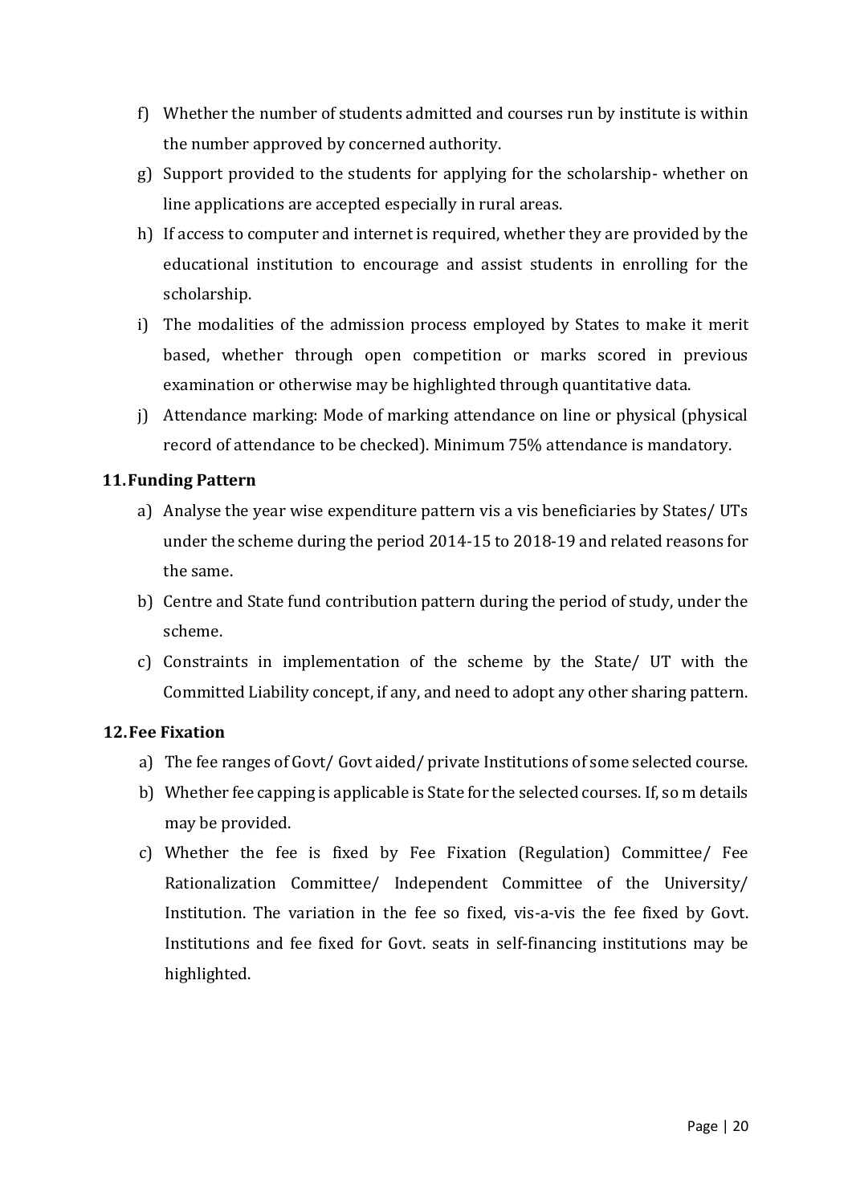f) Whether the number of students admitted and courses run by institute is within the number approved by concerned authority.

g) Support provided to the students for applying for the scholarship- whether on line applications are accepted especially in rural areas.

h) If access to computer and internet is required, whether they are provided by the educational institution to encourage and assist students in enrolling for the scholarship.

i) The modalities of the admission process employed by States to make it merit based, whether through open competition or marks scored in previous examination or otherwise may be highlighted through quantitative data.

j) Attendance marking: Mode of marking attendance on line or physical (physical record of attendance to be checked). Minimum 75% attendance is mandatory.

**11. Funding Pattern**

a) Analyse the year wise expenditure pattern vis a vis beneficiaries by States/ UTs under the scheme during the period 2014-15 to 2018-19 and related reasons for the same.

b) Centre and State fund contribution pattern during the period of study, under the scheme.

c) Constraints in implementation of the scheme by the State/ UT with the Committed Liability concept, if any, and need to adopt any other sharing pattern.

**12. Fee Fixation**

a) The fee ranges of Govt/ Govt aided/ private Institutions of some selected course.

b) Whether fee capping is applicable is State for the selected courses. If, so m details may be provided.

c) Whether the fee is fixed by Fee Fixation (Regulation) Committee/ Fee Rationalization Committee/ Independent Committee of the University/ Institution. The variation in the fee so fixed, vis-a-vis the fee fixed by Govt. Institutions and fee fixed for Govt. seats in self-financing institutions may be highlighted.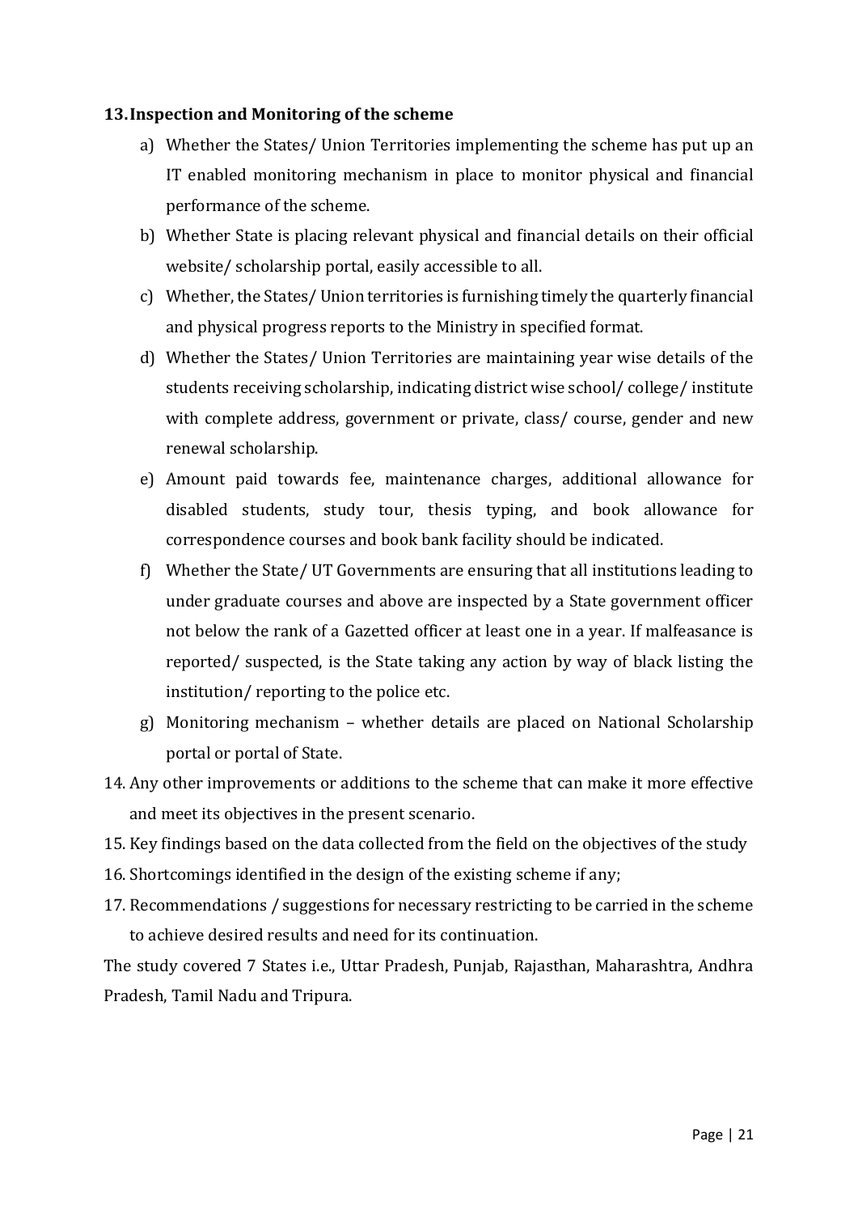**13. Inspection and Monitoring of the scheme**

a) Whether the States/ Union Territories implementing the scheme has put up an IT enabled monitoring mechanism in place to monitor physical and financial performance of the scheme.

b) Whether State is placing relevant physical and financial details on their official website/ scholarship portal, easily accessible to all.

c) Whether, the States/ Union territories is furnishing timely the quarterly financial and physical progress reports to the Ministry in specified format.

d) Whether the States/ Union Territories are maintaining year wise details of the students receiving scholarship, indicating district wise school/ college/ institute with complete address, government or private, class/ course, gender and new renewal scholarship.

e) Amount paid towards fee, maintenance charges, additional allowance for disabled students, study tour, thesis typing, and book allowance for correspondence courses and book bank facility should be indicated.

f) Whether the State/ UT Governments are ensuring that all institutions leading to under graduate courses and above are inspected by a State government officer not below the rank of a Gazetted officer at least one in a year. If malfeasance is reported/ suspected, is the State taking any action by way of black listing the institution/ reporting to the police etc.

g) Monitoring mechanism – whether details are placed on National Scholarship portal or portal of State.

14. Any other improvements or additions to the scheme that can make it more effective and meet its objectives in the present scenario.

15. Key findings based on the data collected from the field on the objectives of the study

16. Shortcomings identified in the design of the existing scheme if any;

17. Recommendations / suggestions for necessary restricting to be carried in the scheme to achieve desired results and need for its continuation.

The study covered 7 States i.e., Uttar Pradesh, Punjab, Rajasthan, Maharashtra, Andhra Pradesh, Tamil Nadu and Tripura.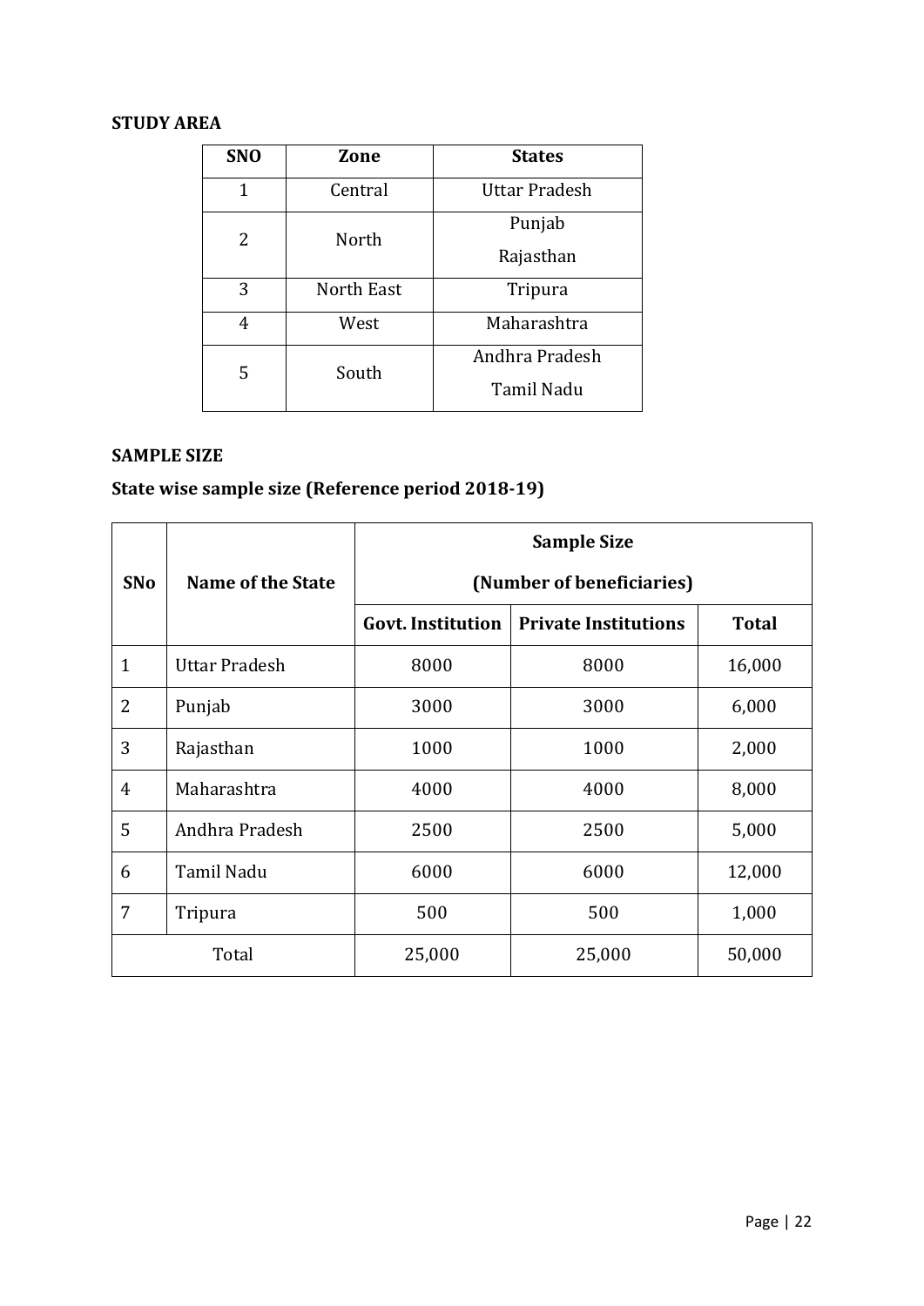**STUDY AREA**

| SNO | Zone | States |
|---|---|---|
| 1 | Central | Uttar Pradesh |
| 2 | North | Punjab<br>Rajasthan |
| 3 | North East | Tripura |
| 4 | West | Maharashtra |
| 5 | South | Andhra Pradesh<br>Tamil Nadu |

**SAMPLE SIZE**

**State wise sample size (Reference period 2018-19)**

| SNo | Name of the State | Sample Size (Number of beneficiaries) | | |
|---|---|---|---|---|
| | | **Govt. Institution** | **Private Institutions** | **Total** |
| 1 | Uttar Pradesh | 8000 | 8000 | 16,000 |
| 2 | Punjab | 3000 | 3000 | 6,000 |
| 3 | Rajasthan | 1000 | 1000 | 2,000 |
| 4 | Maharashtra | 4000 | 4000 | 8,000 |
| 5 | Andhra Pradesh | 2500 | 2500 | 5,000 |
| 6 | Tamil Nadu | 6000 | 6000 | 12,000 |
| 7 | Tripura | 500 | 500 | 1,000 |
| Total | | 25,000 | 25,000 | 50,000 |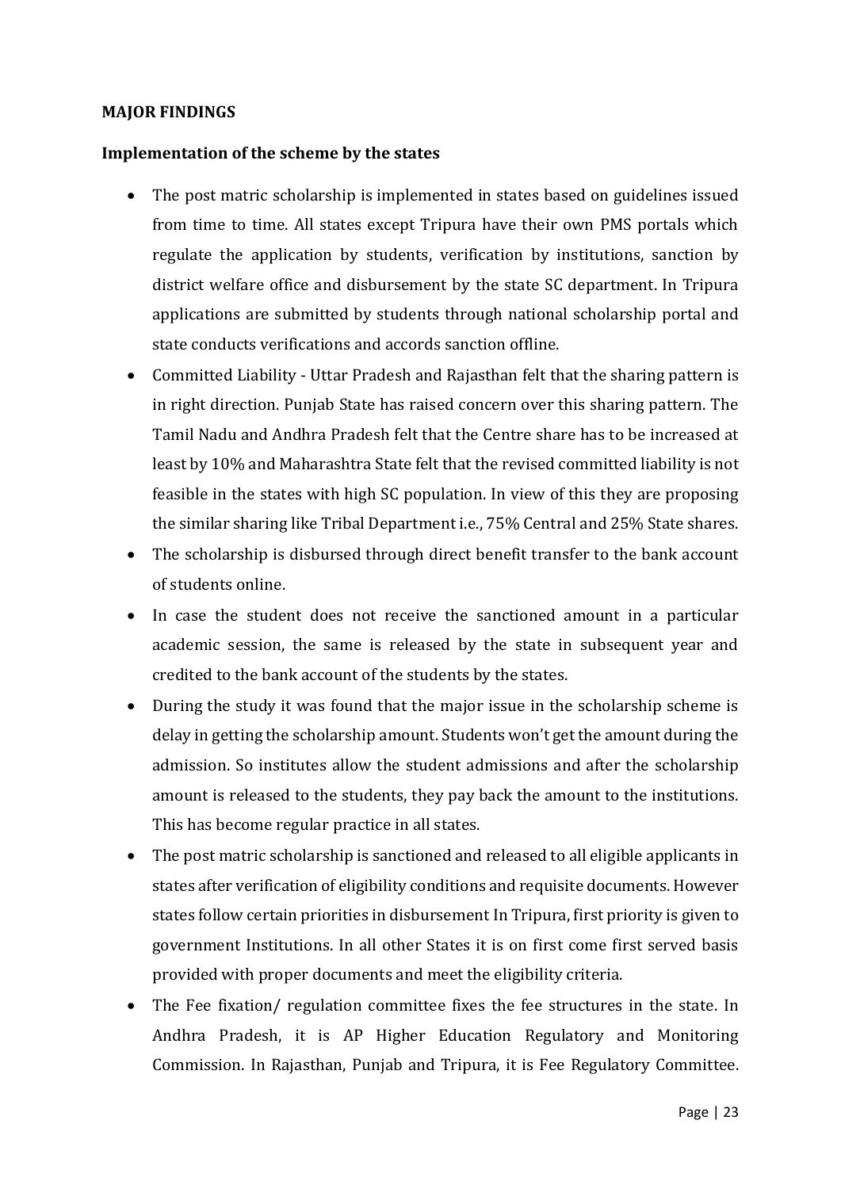**MAJOR FINDINGS**

**Implementation of the scheme by the states**

- The post matric scholarship is implemented in states based on guidelines issued from time to time. All states except Tripura have their own PMS portals which regulate the application by students, verification by institutions, sanction by district welfare office and disbursement by the state SC department. In Tripura applications are submitted by students through national scholarship portal and state conducts verifications and accords sanction offline.
- Committed Liability - Uttar Pradesh and Rajasthan felt that the sharing pattern is in right direction. Punjab State has raised concern over this sharing pattern. The Tamil Nadu and Andhra Pradesh felt that the Centre share has to be increased at least by 10% and Maharashtra State felt that the revised committed liability is not feasible in the states with high SC population. In view of this they are proposing the similar sharing like Tribal Department i.e., 75% Central and 25% State shares.
- The scholarship is disbursed through direct benefit transfer to the bank account of students online.
- In case the student does not receive the sanctioned amount in a particular academic session, the same is released by the state in subsequent year and credited to the bank account of the students by the states.
- During the study it was found that the major issue in the scholarship scheme is delay in getting the scholarship amount. Students won't get the amount during the admission. So institutes allow the student admissions and after the scholarship amount is released to the students, they pay back the amount to the institutions. This has become regular practice in all states.
- The post matric scholarship is sanctioned and released to all eligible applicants in states after verification of eligibility conditions and requisite documents. However states follow certain priorities in disbursement In Tripura, first priority is given to government Institutions. In all other States it is on first come first served basis provided with proper documents and meet the eligibility criteria.
- The Fee fixation/ regulation committee fixes the fee structures in the state. In Andhra Pradesh, it is AP Higher Education Regulatory and Monitoring Commission. In Rajasthan, Punjab and Tripura, it is Fee Regulatory Committee.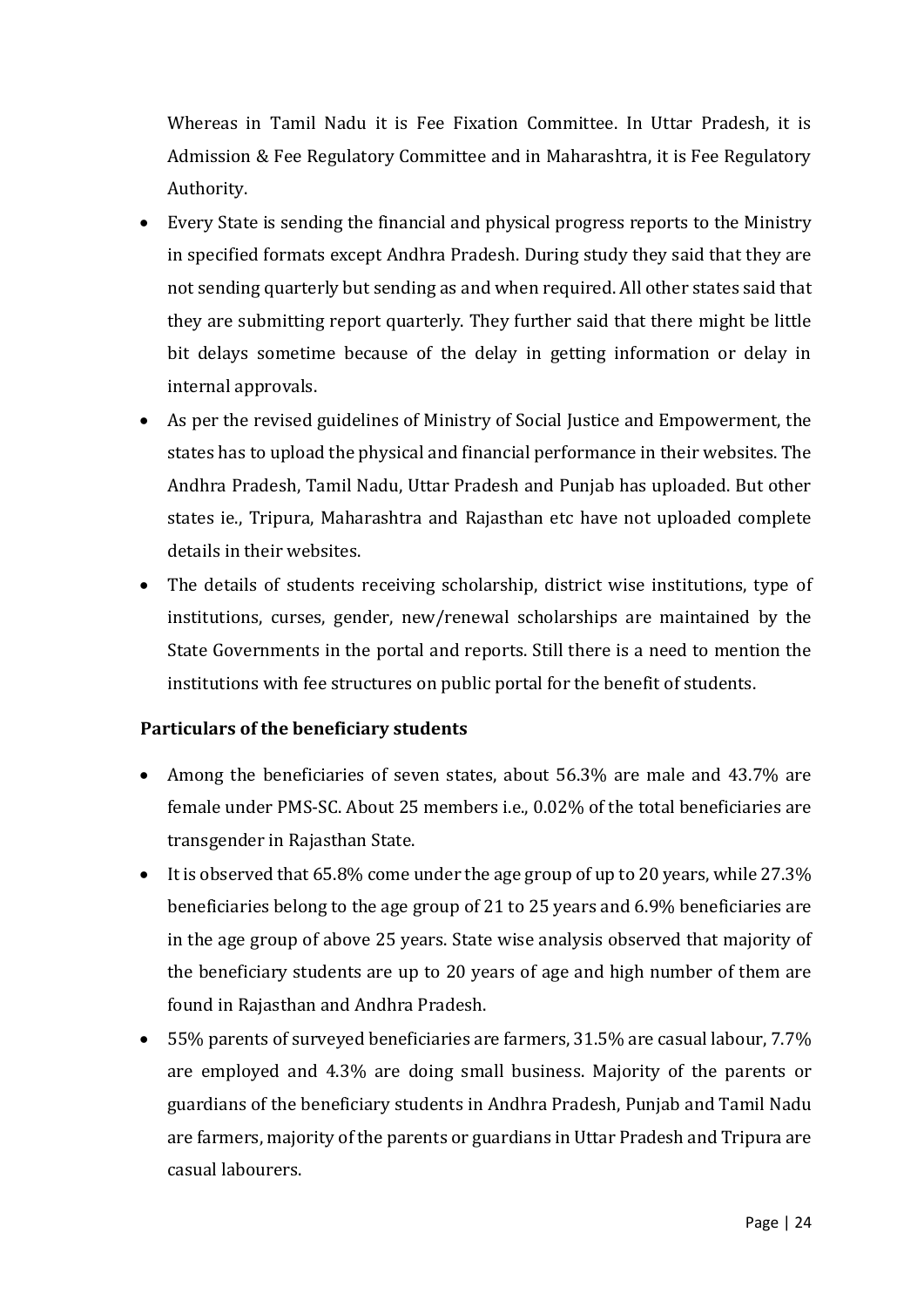Whereas in Tamil Nadu it is Fee Fixation Committee. In Uttar Pradesh, it is Admission & Fee Regulatory Committee and in Maharashtra, it is Fee Regulatory Authority.

- Every State is sending the financial and physical progress reports to the Ministry in specified formats except Andhra Pradesh. During study they said that they are not sending quarterly but sending as and when required. All other states said that they are submitting report quarterly. They further said that there might be little bit delays sometime because of the delay in getting information or delay in internal approvals.
- As per the revised guidelines of Ministry of Social Justice and Empowerment, the states has to upload the physical and financial performance in their websites. The Andhra Pradesh, Tamil Nadu, Uttar Pradesh and Punjab has uploaded. But other states ie., Tripura, Maharashtra and Rajasthan etc have not uploaded complete details in their websites.
- The details of students receiving scholarship, district wise institutions, type of institutions, curses, gender, new/renewal scholarships are maintained by the State Governments in the portal and reports. Still there is a need to mention the institutions with fee structures on public portal for the benefit of students.

**Particulars of the beneficiary students**

- Among the beneficiaries of seven states, about 56.3% are male and 43.7% are female under PMS-SC. About 25 members i.e., 0.02% of the total beneficiaries are transgender in Rajasthan State.
- It is observed that 65.8% come under the age group of up to 20 years, while 27.3% beneficiaries belong to the age group of 21 to 25 years and 6.9% beneficiaries are in the age group of above 25 years. State wise analysis observed that majority of the beneficiary students are up to 20 years of age and high number of them are found in Rajasthan and Andhra Pradesh.
- 55% parents of surveyed beneficiaries are farmers, 31.5% are casual labour, 7.7% are employed and 4.3% are doing small business. Majority of the parents or guardians of the beneficiary students in Andhra Pradesh, Punjab and Tamil Nadu are farmers, majority of the parents or guardians in Uttar Pradesh and Tripura are casual labourers.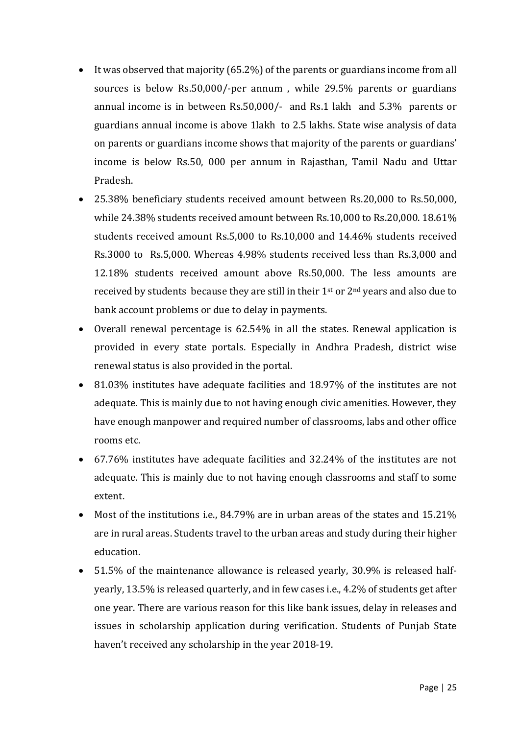- It was observed that majority (65.2%) of the parents or guardians income from all sources is below Rs.50,000/-per annum , while 29.5% parents or guardians annual income is in between Rs.50,000/- and Rs.1 lakh and 5.3% parents or guardians annual income is above 1lakh to 2.5 lakhs. State wise analysis of data on parents or guardians income shows that majority of the parents or guardians' income is below Rs.50, 000 per annum in Rajasthan, Tamil Nadu and Uttar Pradesh.
- 25.38% beneficiary students received amount between Rs.20,000 to Rs.50,000, while 24.38% students received amount between Rs.10,000 to Rs.20,000. 18.61% students received amount Rs.5,000 to Rs.10,000 and 14.46% students received Rs.3000 to Rs.5,000. Whereas 4.98% students received less than Rs.3,000 and 12.18% students received amount above Rs.50,000. The less amounts are received by students because they are still in their 1st or 2nd years and also due to bank account problems or due to delay in payments.
- Overall renewal percentage is 62.54% in all the states. Renewal application is provided in every state portals. Especially in Andhra Pradesh, district wise renewal status is also provided in the portal.
- 81.03% institutes have adequate facilities and 18.97% of the institutes are not adequate. This is mainly due to not having enough civic amenities. However, they have enough manpower and required number of classrooms, labs and other office rooms etc.
- 67.76% institutes have adequate facilities and 32.24% of the institutes are not adequate. This is mainly due to not having enough classrooms and staff to some extent.
- Most of the institutions i.e., 84.79% are in urban areas of the states and 15.21% are in rural areas. Students travel to the urban areas and study during their higher education.
- 51.5% of the maintenance allowance is released yearly, 30.9% is released half-yearly, 13.5% is released quarterly, and in few cases i.e., 4.2% of students get after one year. There are various reason for this like bank issues, delay in releases and issues in scholarship application during verification. Students of Punjab State haven't received any scholarship in the year 2018-19.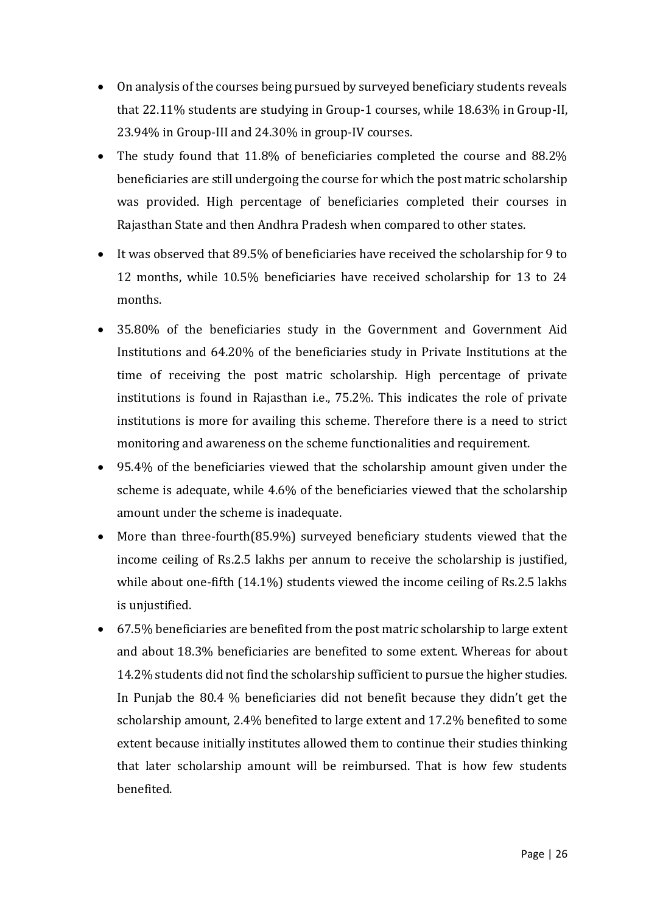- On analysis of the courses being pursued by surveyed beneficiary students reveals that 22.11% students are studying in Group-1 courses, while 18.63% in Group-II, 23.94% in Group-III and 24.30% in group-IV courses.
- The study found that 11.8% of beneficiaries completed the course and 88.2% beneficiaries are still undergoing the course for which the post matric scholarship was provided. High percentage of beneficiaries completed their courses in Rajasthan State and then Andhra Pradesh when compared to other states.
- It was observed that 89.5% of beneficiaries have received the scholarship for 9 to 12 months, while 10.5% beneficiaries have received scholarship for 13 to 24 months.
- 35.80% of the beneficiaries study in the Government and Government Aid Institutions and 64.20% of the beneficiaries study in Private Institutions at the time of receiving the post matric scholarship. High percentage of private institutions is found in Rajasthan i.e., 75.2%. This indicates the role of private institutions is more for availing this scheme. Therefore there is a need to strict monitoring and awareness on the scheme functionalities and requirement.
- 95.4% of the beneficiaries viewed that the scholarship amount given under the scheme is adequate, while 4.6% of the beneficiaries viewed that the scholarship amount under the scheme is inadequate.
- More than three-fourth(85.9%) surveyed beneficiary students viewed that the income ceiling of Rs.2.5 lakhs per annum to receive the scholarship is justified, while about one-fifth (14.1%) students viewed the income ceiling of Rs.2.5 lakhs is unjustified.
- 67.5% beneficiaries are benefited from the post matric scholarship to large extent and about 18.3% beneficiaries are benefited to some extent. Whereas for about 14.2% students did not find the scholarship sufficient to pursue the higher studies. In Punjab the 80.4 % beneficiaries did not benefit because they didn't get the scholarship amount, 2.4% benefited to large extent and 17.2% benefited to some extent because initially institutes allowed them to continue their studies thinking that later scholarship amount will be reimbursed. That is how few students benefited.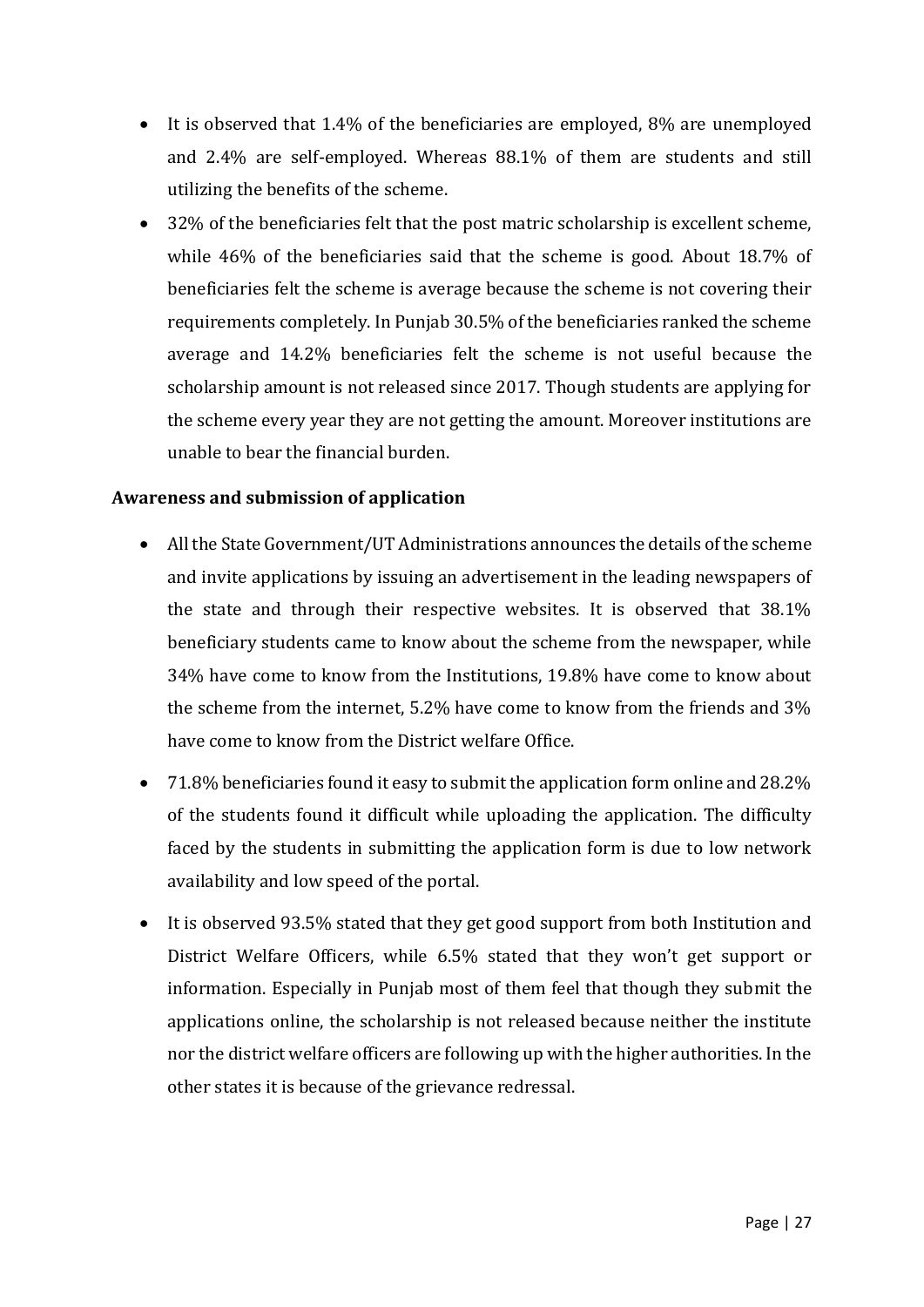- It is observed that 1.4% of the beneficiaries are employed, 8% are unemployed and 2.4% are self-employed. Whereas 88.1% of them are students and still utilizing the benefits of the scheme.
- 32% of the beneficiaries felt that the post matric scholarship is excellent scheme, while 46% of the beneficiaries said that the scheme is good. About 18.7% of beneficiaries felt the scheme is average because the scheme is not covering their requirements completely. In Punjab 30.5% of the beneficiaries ranked the scheme average and 14.2% beneficiaries felt the scheme is not useful because the scholarship amount is not released since 2017. Though students are applying for the scheme every year they are not getting the amount. Moreover institutions are unable to bear the financial burden.

**Awareness and submission of application**

- All the State Government/UT Administrations announces the details of the scheme and invite applications by issuing an advertisement in the leading newspapers of the state and through their respective websites. It is observed that 38.1% beneficiary students came to know about the scheme from the newspaper, while 34% have come to know from the Institutions, 19.8% have come to know about the scheme from the internet, 5.2% have come to know from the friends and 3% have come to know from the District welfare Office.
- 71.8% beneficiaries found it easy to submit the application form online and 28.2% of the students found it difficult while uploading the application. The difficulty faced by the students in submitting the application form is due to low network availability and low speed of the portal.
- It is observed 93.5% stated that they get good support from both Institution and District Welfare Officers, while 6.5% stated that they won't get support or information. Especially in Punjab most of them feel that though they submit the applications online, the scholarship is not released because neither the institute nor the district welfare officers are following up with the higher authorities. In the other states it is because of the grievance redressal.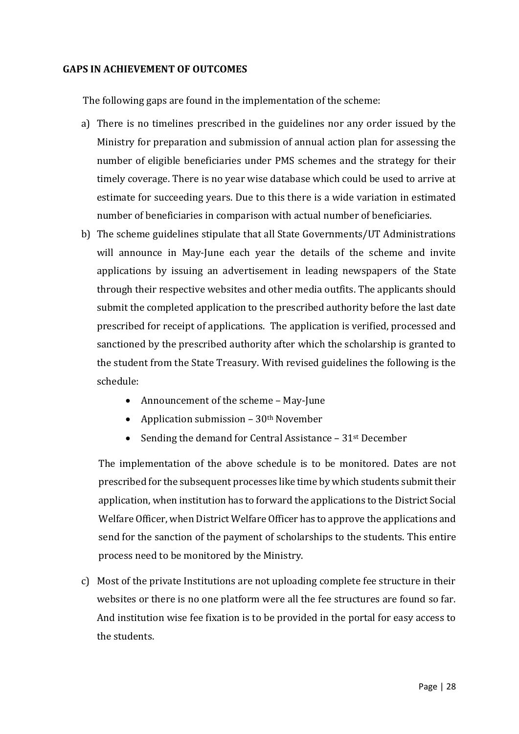**GAPS IN ACHIEVEMENT OF OUTCOMES**

The following gaps are found in the implementation of the scheme:

a) There is no timelines prescribed in the guidelines nor any order issued by the Ministry for preparation and submission of annual action plan for assessing the number of eligible beneficiaries under PMS schemes and the strategy for their timely coverage. There is no year wise database which could be used to arrive at estimate for succeeding years. Due to this there is a wide variation in estimated number of beneficiaries in comparison with actual number of beneficiaries.

b) The scheme guidelines stipulate that all State Governments/UT Administrations will announce in May-June each year the details of the scheme and invite applications by issuing an advertisement in leading newspapers of the State through their respective websites and other media outfits. The applicants should submit the completed application to the prescribed authority before the last date prescribed for receipt of applications. The application is verified, processed and sanctioned by the prescribed authority after which the scholarship is granted to the student from the State Treasury. With revised guidelines the following is the schedule:

    - Announcement of the scheme – May-June
    - Application submission – 30th November
    - Sending the demand for Central Assistance – 31st December

   The implementation of the above schedule is to be monitored. Dates are not prescribed for the subsequent processes like time by which students submit their application, when institution has to forward the applications to the District Social Welfare Officer, when District Welfare Officer has to approve the applications and send for the sanction of the payment of scholarships to the students. This entire process need to be monitored by the Ministry.

c) Most of the private Institutions are not uploading complete fee structure in their websites or there is no one platform were all the fee structures are found so far. And institution wise fee fixation is to be provided in the portal for easy access to the students.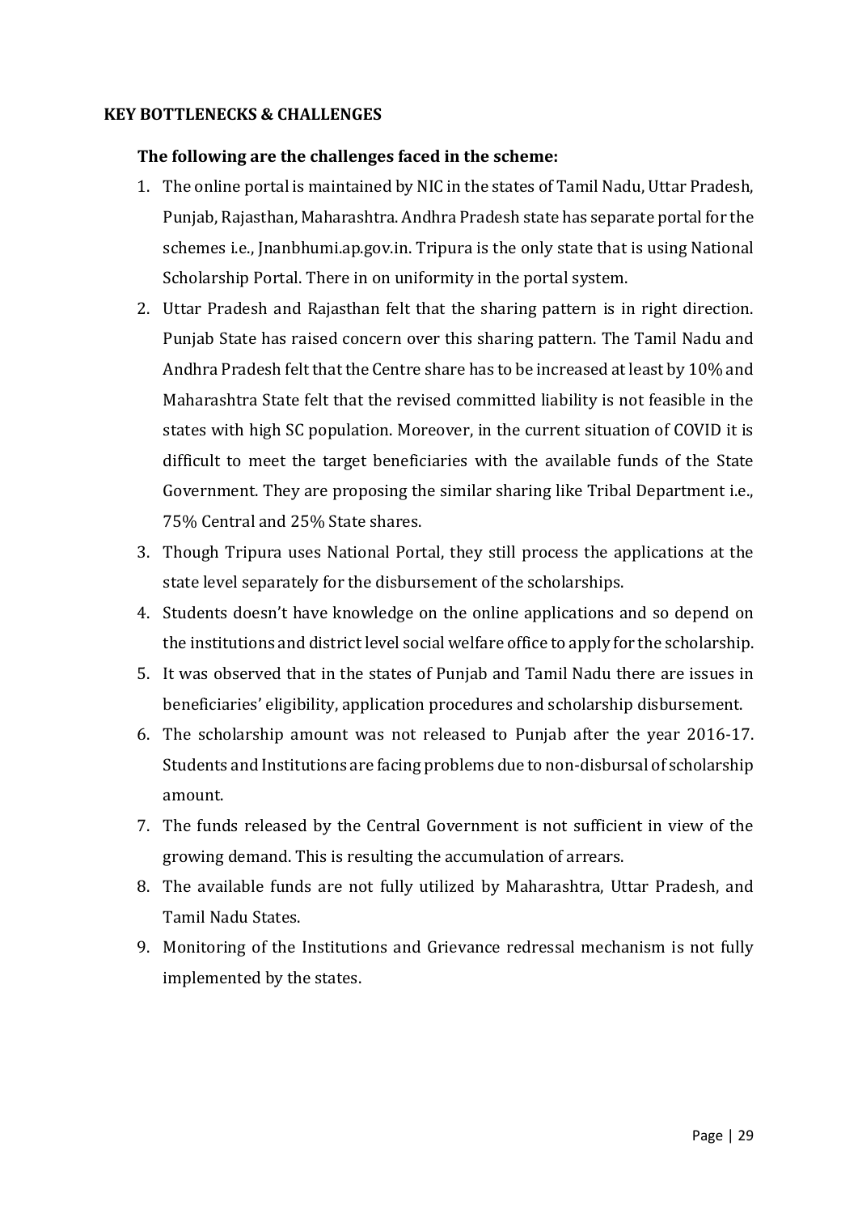**KEY BOTTLENECKS & CHALLENGES**

**The following are the challenges faced in the scheme:**

1. The online portal is maintained by NIC in the states of Tamil Nadu, Uttar Pradesh, Punjab, Rajasthan, Maharashtra. Andhra Pradesh state has separate portal for the schemes i.e., Jnanbhumi.ap.gov.in. Tripura is the only state that is using National Scholarship Portal. There in on uniformity in the portal system.
2. Uttar Pradesh and Rajasthan felt that the sharing pattern is in right direction. Punjab State has raised concern over this sharing pattern. The Tamil Nadu and Andhra Pradesh felt that the Centre share has to be increased at least by 10% and Maharashtra State felt that the revised committed liability is not feasible in the states with high SC population. Moreover, in the current situation of COVID it is difficult to meet the target beneficiaries with the available funds of the State Government. They are proposing the similar sharing like Tribal Department i.e., 75% Central and 25% State shares.
3. Though Tripura uses National Portal, they still process the applications at the state level separately for the disbursement of the scholarships.
4. Students doesn't have knowledge on the online applications and so depend on the institutions and district level social welfare office to apply for the scholarship.
5. It was observed that in the states of Punjab and Tamil Nadu there are issues in beneficiaries' eligibility, application procedures and scholarship disbursement.
6. The scholarship amount was not released to Punjab after the year 2016-17. Students and Institutions are facing problems due to non-disbursal of scholarship amount.
7. The funds released by the Central Government is not sufficient in view of the growing demand. This is resulting the accumulation of arrears.
8. The available funds are not fully utilized by Maharashtra, Uttar Pradesh, and Tamil Nadu States.
9. Monitoring of the Institutions and Grievance redressal mechanism is not fully implemented by the states.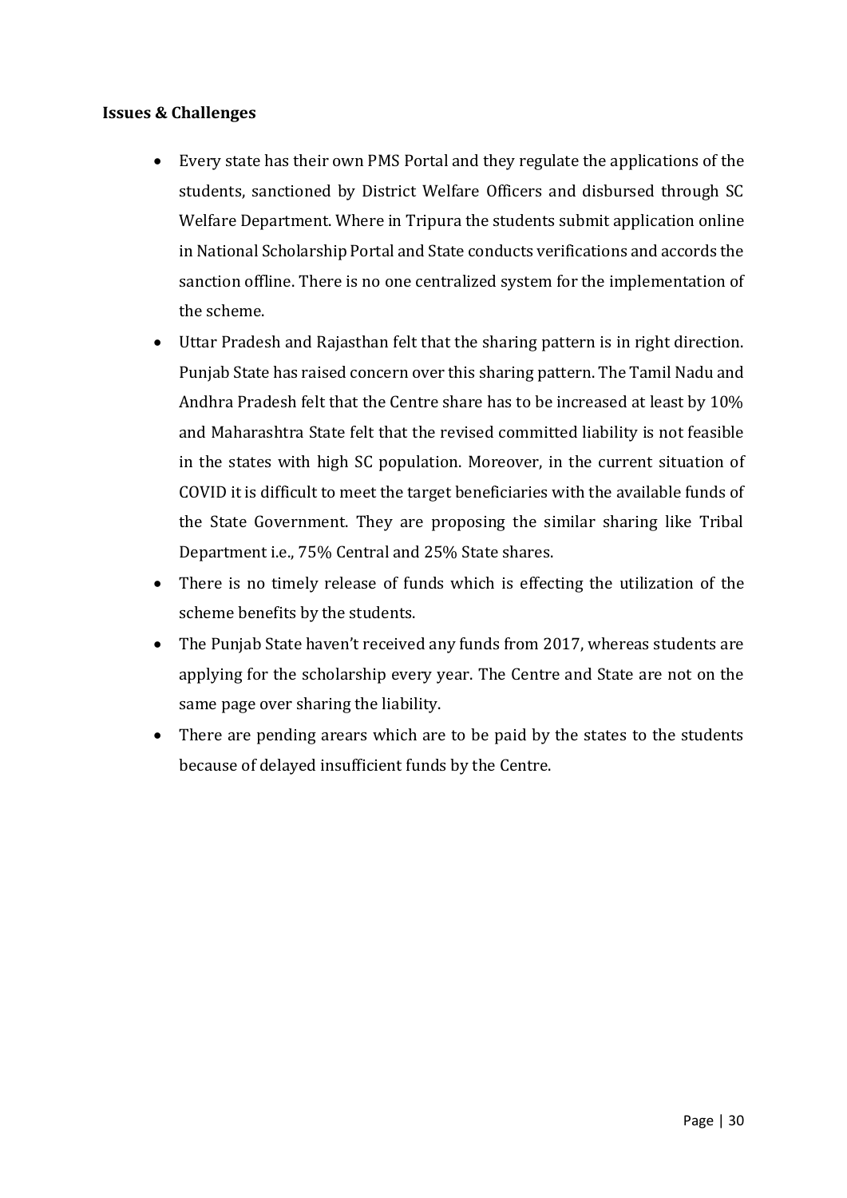**Issues & Challenges**

- Every state has their own PMS Portal and they regulate the applications of the students, sanctioned by District Welfare Officers and disbursed through SC Welfare Department. Where in Tripura the students submit application online in National Scholarship Portal and State conducts verifications and accords the sanction offline. There is no one centralized system for the implementation of the scheme.
- Uttar Pradesh and Rajasthan felt that the sharing pattern is in right direction. Punjab State has raised concern over this sharing pattern. The Tamil Nadu and Andhra Pradesh felt that the Centre share has to be increased at least by 10% and Maharashtra State felt that the revised committed liability is not feasible in the states with high SC population. Moreover, in the current situation of COVID it is difficult to meet the target beneficiaries with the available funds of the State Government. They are proposing the similar sharing like Tribal Department i.e., 75% Central and 25% State shares.
- There is no timely release of funds which is effecting the utilization of the scheme benefits by the students.
- The Punjab State haven't received any funds from 2017, whereas students are applying for the scholarship every year. The Centre and State are not on the same page over sharing the liability.
- There are pending arears which are to be paid by the states to the students because of delayed insufficient funds by the Centre.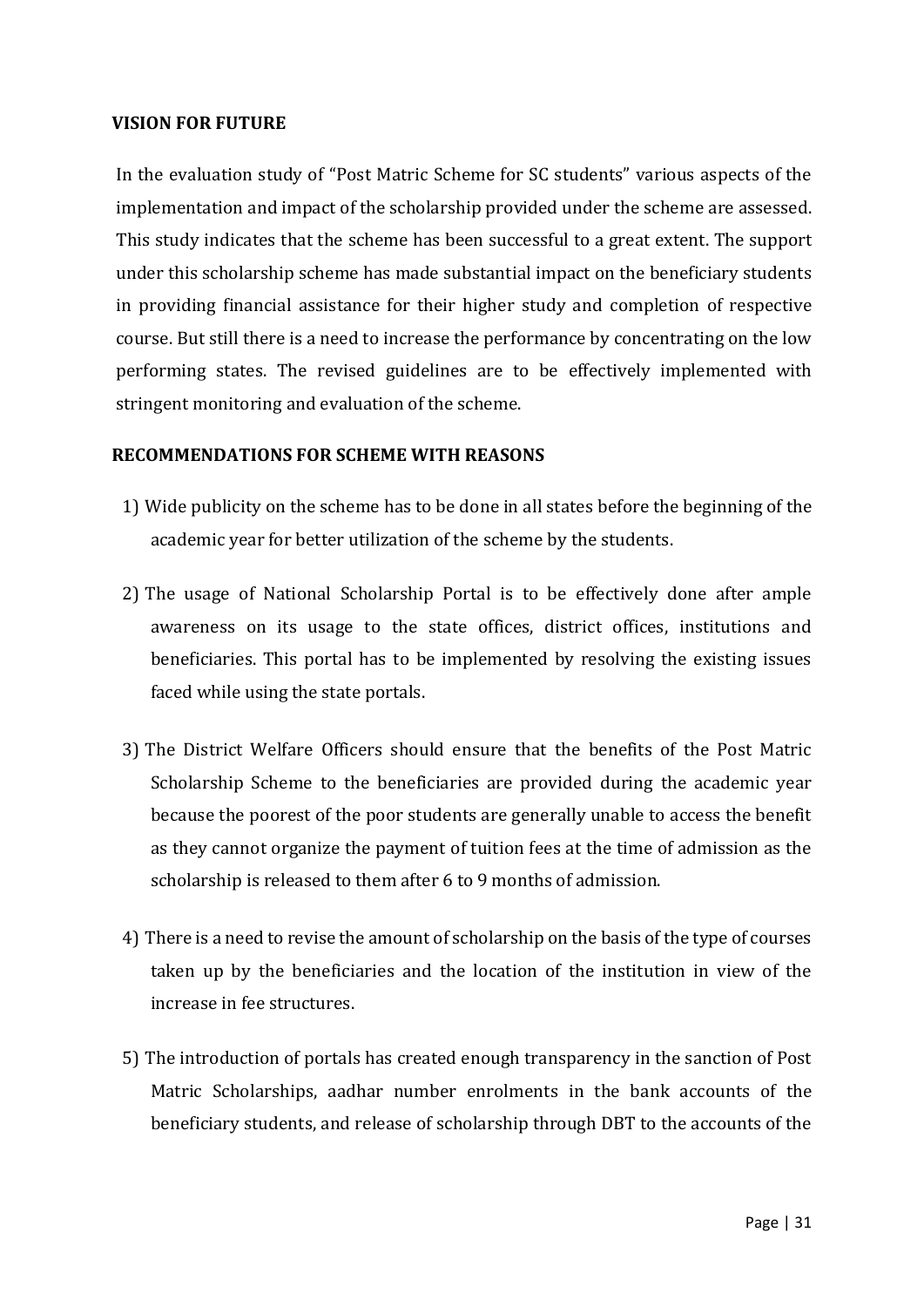## VISION FOR FUTURE

In the evaluation study of "Post Matric Scheme for SC students" various aspects of the implementation and impact of the scholarship provided under the scheme are assessed. This study indicates that the scheme has been successful to a great extent. The support under this scholarship scheme has made substantial impact on the beneficiary students in providing financial assistance for their higher study and completion of respective course. But still there is a need to increase the performance by concentrating on the low performing states. The revised guidelines are to be effectively implemented with stringent monitoring and evaluation of the scheme.

## RECOMMENDATIONS FOR SCHEME WITH REASONS

1) Wide publicity on the scheme has to be done in all states before the beginning of the academic year for better utilization of the scheme by the students.

2) The usage of National Scholarship Portal is to be effectively done after ample awareness on its usage to the state offices, district offices, institutions and beneficiaries. This portal has to be implemented by resolving the existing issues faced while using the state portals.

3) The District Welfare Officers should ensure that the benefits of the Post Matric Scholarship Scheme to the beneficiaries are provided during the academic year because the poorest of the poor students are generally unable to access the benefit as they cannot organize the payment of tuition fees at the time of admission as the scholarship is released to them after 6 to 9 months of admission.

4) There is a need to revise the amount of scholarship on the basis of the type of courses taken up by the beneficiaries and the location of the institution in view of the increase in fee structures.

5) The introduction of portals has created enough transparency in the sanction of Post Matric Scholarships, aadhar number enrolments in the bank accounts of the beneficiary students, and release of scholarship through DBT to the accounts of the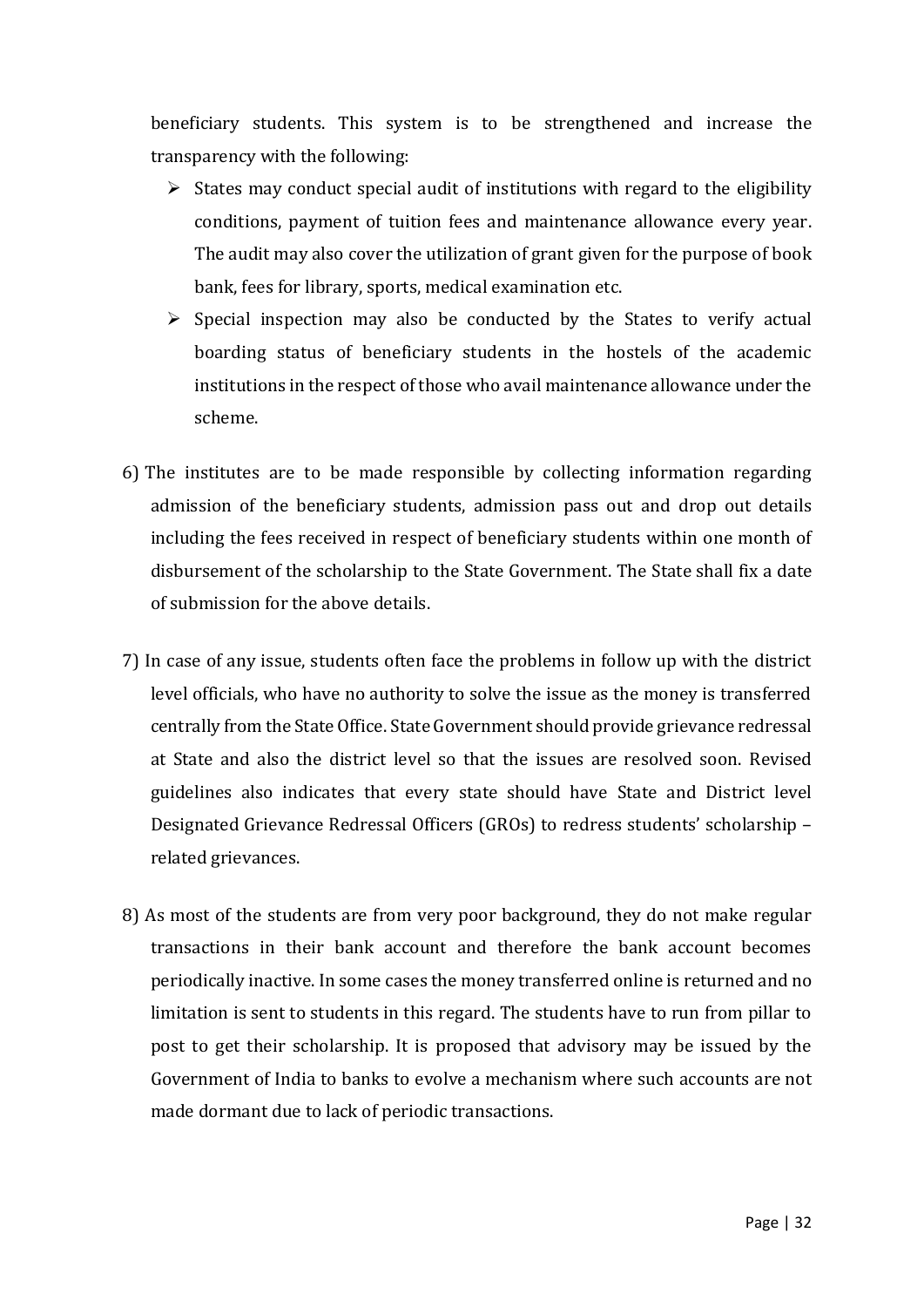beneficiary students. This system is to be strengthened and increase the transparency with the following:

- States may conduct special audit of institutions with regard to the eligibility conditions, payment of tuition fees and maintenance allowance every year. The audit may also cover the utilization of grant given for the purpose of book bank, fees for library, sports, medical examination etc.
- Special inspection may also be conducted by the States to verify actual boarding status of beneficiary students in the hostels of the academic institutions in the respect of those who avail maintenance allowance under the scheme.

6) The institutes are to be made responsible by collecting information regarding admission of the beneficiary students, admission pass out and drop out details including the fees received in respect of beneficiary students within one month of disbursement of the scholarship to the State Government. The State shall fix a date of submission for the above details.

7) In case of any issue, students often face the problems in follow up with the district level officials, who have no authority to solve the issue as the money is transferred centrally from the State Office. State Government should provide grievance redressal at State and also the district level so that the issues are resolved soon. Revised guidelines also indicates that every state should have State and District level Designated Grievance Redressal Officers (GROs) to redress students' scholarship – related grievances.

8) As most of the students are from very poor background, they do not make regular transactions in their bank account and therefore the bank account becomes periodically inactive. In some cases the money transferred online is returned and no limitation is sent to students in this regard. The students have to run from pillar to post to get their scholarship. It is proposed that advisory may be issued by the Government of India to banks to evolve a mechanism where such accounts are not made dormant due to lack of periodic transactions.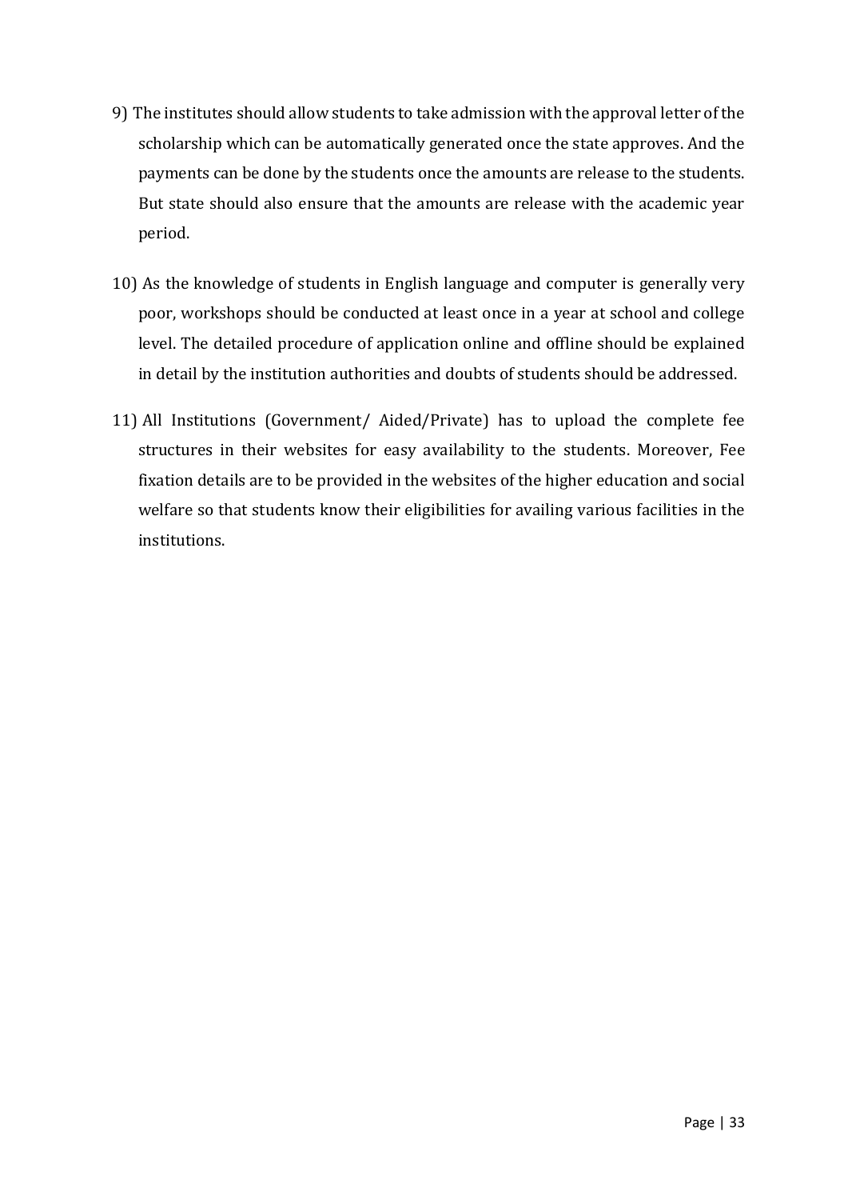9) The institutes should allow students to take admission with the approval letter of the scholarship which can be automatically generated once the state approves. And the payments can be done by the students once the amounts are release to the students. But state should also ensure that the amounts are release with the academic year period.

10) As the knowledge of students in English language and computer is generally very poor, workshops should be conducted at least once in a year at school and college level. The detailed procedure of application online and offline should be explained in detail by the institution authorities and doubts of students should be addressed.

11) All Institutions (Government/ Aided/Private) has to upload the complete fee structures in their websites for easy availability to the students. Moreover, Fee fixation details are to be provided in the websites of the higher education and social welfare so that students know their eligibilities for availing various facilities in the institutions.